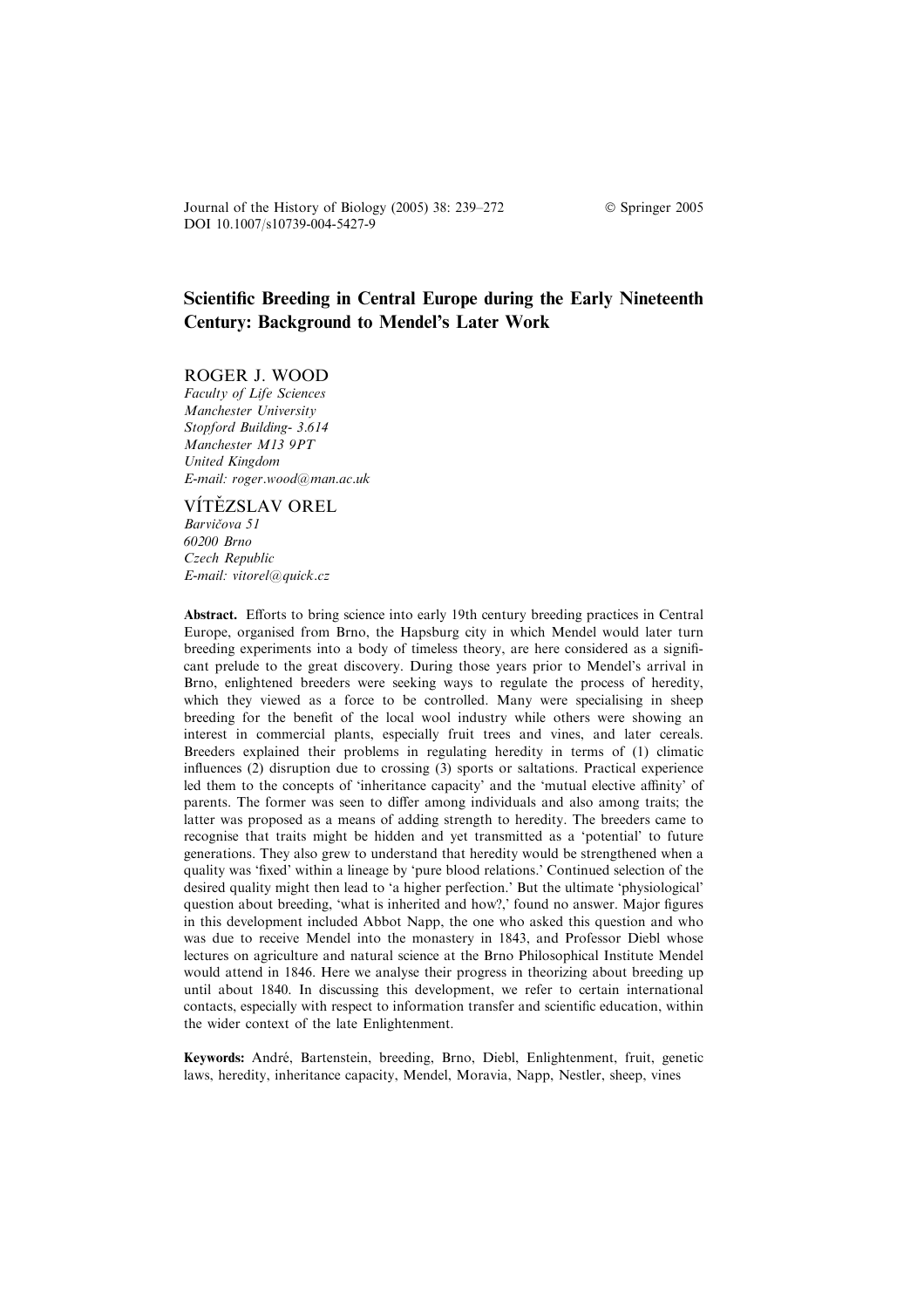Journal of the History of Biology (2005) 38: 239–272 © Springer 2005
DOI 10.1007/s10739-004-5427-9

# Scientific Breeding in Central Europe during the Early Nineteenth Century: Background to Mendel's Later Work

ROGER J. WOOD
*Faculty of Life Sciences*
*Manchester University*
*Stopford Building- 3.614*
*Manchester M13 9PT*
*United Kingdom*
*E-mail: roger.wood@man.ac.uk*

VÍTĚZSLAV OREL
*Barvičova 51*
*60200 Brno*
*Czech Republic*
*E-mail: vitorel@quick.cz*

**Abstract.** Efforts to bring science into early 19th century breeding practices in Central Europe, organised from Brno, the Hapsburg city in which Mendel would later turn breeding experiments into a body of timeless theory, are here considered as a significant prelude to the great discovery. During those years prior to Mendel's arrival in Brno, enlightened breeders were seeking ways to regulate the process of heredity, which they viewed as a force to be controlled. Many were specialising in sheep breeding for the benefit of the local wool industry while others were showing an interest in commercial plants, especially fruit trees and vines, and later cereals. Breeders explained their problems in regulating heredity in terms of (1) climatic influences (2) disruption due to crossing (3) sports or saltations. Practical experience led them to the concepts of 'inheritance capacity' and the 'mutual elective affinity' of parents. The former was seen to differ among individuals and also among traits; the latter was proposed as a means of adding strength to heredity. The breeders came to recognise that traits might be hidden and yet transmitted as a 'potential' to future generations. They also grew to understand that heredity would be strengthened when a quality was 'fixed' within a lineage by 'pure blood relations.' Continued selection of the desired quality might then lead to 'a higher perfection.' But the ultimate 'physiological' question about breeding, 'what is inherited and how?,' found no answer. Major figures in this development included Abbot Napp, the one who asked this question and who was due to receive Mendel into the monastery in 1843, and Professor Diebl whose lectures on agriculture and natural science at the Brno Philosophical Institute Mendel would attend in 1846. Here we analyse their progress in theorizing about breeding up until about 1840. In discussing this development, we refer to certain international contacts, especially with respect to information transfer and scientific education, within the wider context of the late Enlightenment.

**Keywords:** André, Bartenstein, breeding, Brno, Diebl, Enlightenment, fruit, genetic laws, heredity, inheritance capacity, Mendel, Moravia, Napp, Nestler, sheep, vines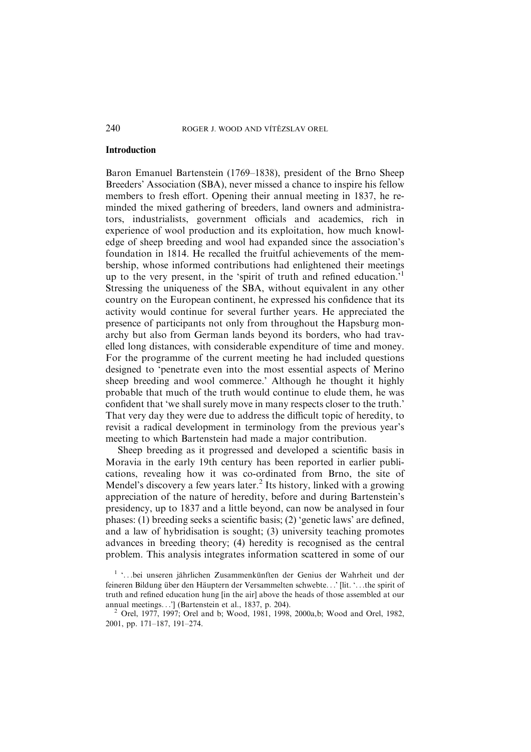## Introduction

Baron Emanuel Bartenstein (1769–1838), president of the Brno Sheep Breeders' Association (SBA), never missed a chance to inspire his fellow members to fresh effort. Opening their annual meeting in 1837, he reminded the mixed gathering of breeders, land owners and administrators, industrialists, government officials and academics, rich in experience of wool production and its exploitation, how much knowledge of sheep breeding and wool had expanded since the association's foundation in 1814. He recalled the fruitful achievements of the membership, whose informed contributions had enlightened their meetings up to the very present, in the 'spirit of truth and refined education.'[1] Stressing the uniqueness of the SBA, without equivalent in any other country on the European continent, he expressed his confidence that its activity would continue for several further years. He appreciated the presence of participants not only from throughout the Hapsburg monarchy but also from German lands beyond its borders, who had travelled long distances, with considerable expenditure of time and money. For the programme of the current meeting he had included questions designed to 'penetrate even into the most essential aspects of Merino sheep breeding and wool commerce.' Although he thought it highly probable that much of the truth would continue to elude them, he was confident that 'we shall surely move in many respects closer to the truth.' That very day they were due to address the difficult topic of heredity, to revisit a radical development in terminology from the previous year's meeting to which Bartenstein had made a major contribution.

Sheep breeding as it progressed and developed a scientific basis in Moravia in the early 19th century has been reported in earlier publications, revealing how it was co-ordinated from Brno, the site of Mendel's discovery a few years later.[2] Its history, linked with a growing appreciation of the nature of heredity, before and during Bartenstein's presidency, up to 1837 and a little beyond, can now be analysed in four phases: (1) breeding seeks a scientific basis; (2) 'genetic laws' are defined, and a law of hybridisation is sought; (3) university teaching promotes advances in breeding theory; (4) heredity is recognised as the central problem. This analysis integrates information scattered in some of our

[1] '...bei unseren jährlichen Zusammenkünften der Genius der Wahrheit und der feineren Bildung über den Häuptern der Versammelten schwebte...' [lit. '...the spirit of truth and refined education hung [in the air] above the heads of those assembled at our annual meetings...'] (Bartenstein et al., 1837, p. 204).

[2] Orel, 1977, 1997; Orel and b; Wood, 1981, 1998, 2000a,b; Wood and Orel, 1982, 2001, pp. 171–187, 191–274.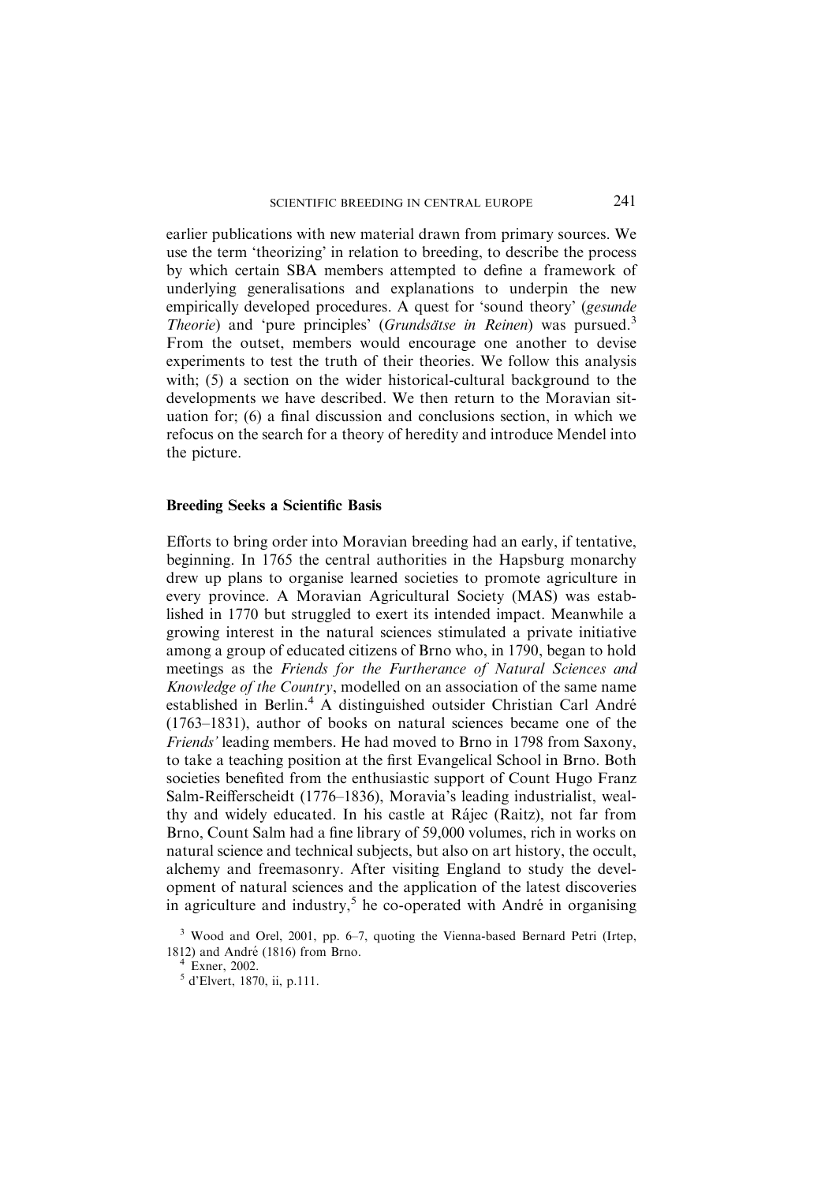earlier publications with new material drawn from primary sources. We use the term 'theorizing' in relation to breeding, to describe the process by which certain SBA members attempted to define a framework of underlying generalisations and explanations to underpin the new empirically developed procedures. A quest for 'sound theory' (*gesunde Theorie*) and 'pure principles' (*Grundsätse in Reinen*) was pursued.[3] From the outset, members would encourage one another to devise experiments to test the truth of their theories. We follow this analysis with; (5) a section on the wider historical-cultural background to the developments we have described. We then return to the Moravian situation for; (6) a final discussion and conclusions section, in which we refocus on the search for a theory of heredity and introduce Mendel into the picture.

## Breeding Seeks a Scientific Basis

Efforts to bring order into Moravian breeding had an early, if tentative, beginning. In 1765 the central authorities in the Hapsburg monarchy drew up plans to organise learned societies to promote agriculture in every province. A Moravian Agricultural Society (MAS) was established in 1770 but struggled to exert its intended impact. Meanwhile a growing interest in the natural sciences stimulated a private initiative among a group of educated citizens of Brno who, in 1790, began to hold meetings as the *Friends for the Furtherance of Natural Sciences and Knowledge of the Country*, modelled on an association of the same name established in Berlin.[4] A distinguished outsider Christian Carl André (1763–1831), author of books on natural sciences became one of the *Friends'* leading members. He had moved to Brno in 1798 from Saxony, to take a teaching position at the first Evangelical School in Brno. Both societies benefited from the enthusiastic support of Count Hugo Franz Salm-Reifferscheidt (1776–1836), Moravia's leading industrialist, wealthy and widely educated. In his castle at Rájec (Raitz), not far from Brno, Count Salm had a fine library of 59,000 volumes, rich in works on natural science and technical subjects, but also on art history, the occult, alchemy and freemasonry. After visiting England to study the development of natural sciences and the application of the latest discoveries in agriculture and industry,[5] he co-operated with André in organising

[3] Wood and Orel, 2001, pp. 6–7, quoting the Vienna-based Bernard Petri (Irtep, 1812) and André (1816) from Brno.

[4] Exner, 2002.

[5] d'Elvert, 1870, ii, p.111.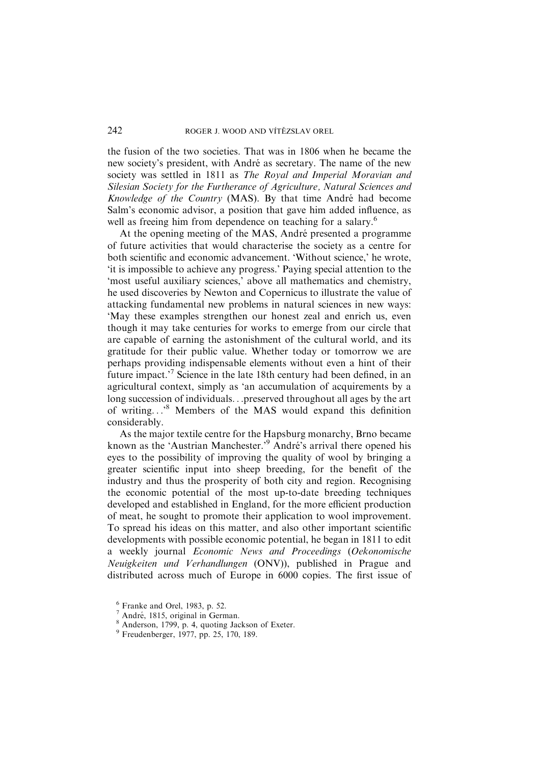the fusion of the two societies. That was in 1806 when he became the new society's president, with André as secretary. The name of the new society was settled in 1811 as *The Royal and Imperial Moravian and Silesian Society for the Furtherance of Agriculture, Natural Sciences and Knowledge of the Country* (MAS). By that time André had become Salm's economic advisor, a position that gave him added influence, as well as freeing him from dependence on teaching for a salary.[6]

At the opening meeting of the MAS, André presented a programme of future activities that would characterise the society as a centre for both scientific and economic advancement. 'Without science,' he wrote, 'it is impossible to achieve any progress.' Paying special attention to the 'most useful auxiliary sciences,' above all mathematics and chemistry, he used discoveries by Newton and Copernicus to illustrate the value of attacking fundamental new problems in natural sciences in new ways: 'May these examples strengthen our honest zeal and enrich us, even though it may take centuries for works to emerge from our circle that are capable of earning the astonishment of the cultural world, and its gratitude for their public value. Whether today or tomorrow we are perhaps providing indispensable elements without even a hint of their future impact.'[7] Science in the late 18th century had been defined, in an agricultural context, simply as 'an accumulation of acquirements by a long succession of individuals. . .preserved throughout all ages by the art of writing. . .'[8] Members of the MAS would expand this definition considerably.

As the major textile centre for the Hapsburg monarchy, Brno became known as the 'Austrian Manchester.'[9] André's arrival there opened his eyes to the possibility of improving the quality of wool by bringing a greater scientific input into sheep breeding, for the benefit of the industry and thus the prosperity of both city and region. Recognising the economic potential of the most up-to-date breeding techniques developed and established in England, for the more efficient production of meat, he sought to promote their application to wool improvement. To spread his ideas on this matter, and also other important scientific developments with possible economic potential, he began in 1811 to edit a weekly journal *Economic News and Proceedings* (*Oekonomische Neuigkeiten und Verhandlungen* (ONV)), published in Prague and distributed across much of Europe in 6000 copies. The first issue of

[6] Franke and Orel, 1983, p. 52.

[7] André, 1815, original in German.

[8] Anderson, 1799, p. 4, quoting Jackson of Exeter.

[9] Freudenberger, 1977, pp. 25, 170, 189.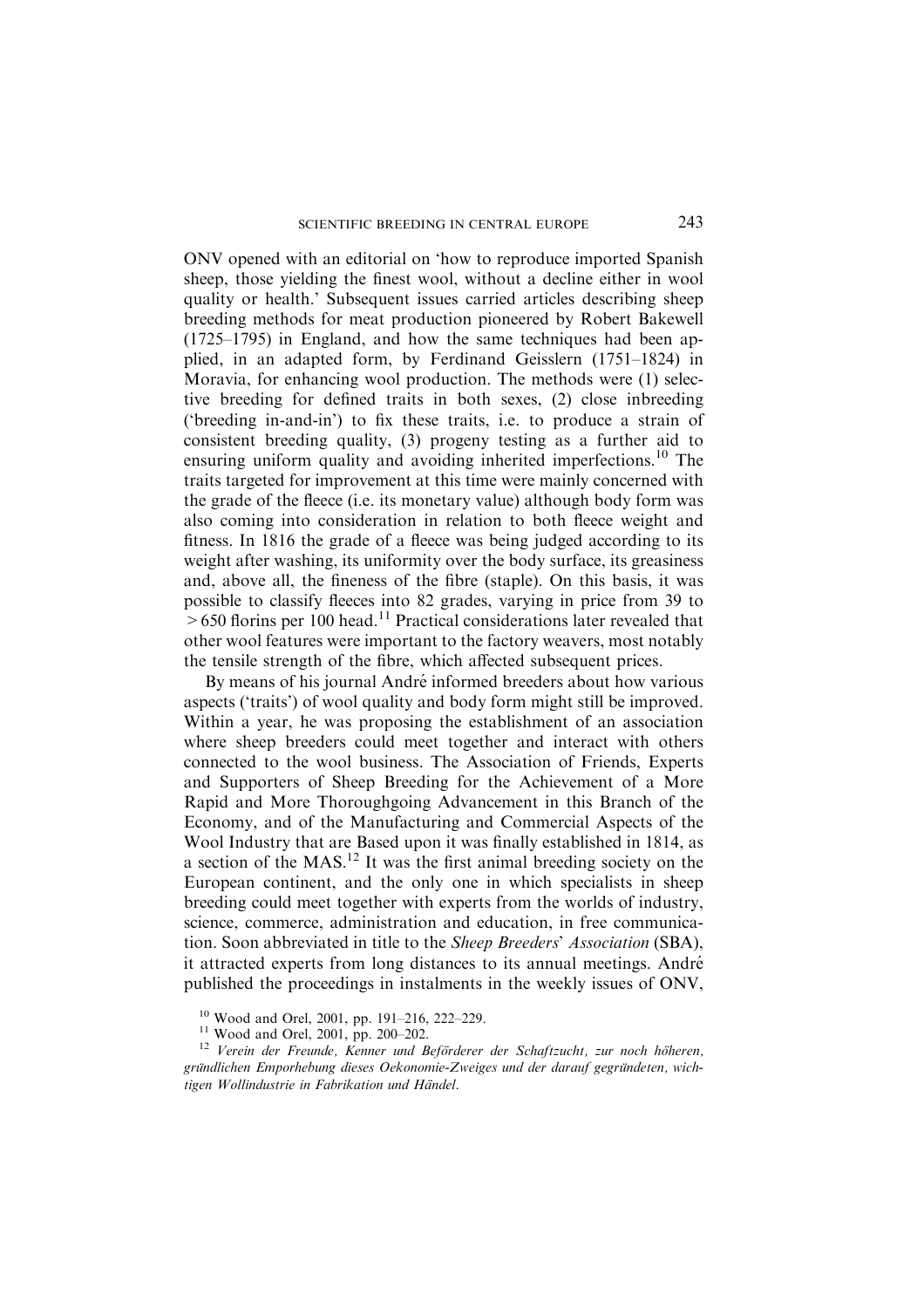ONV opened with an editorial on 'how to reproduce imported Spanish sheep, those yielding the finest wool, without a decline either in wool quality or health.' Subsequent issues carried articles describing sheep breeding methods for meat production pioneered by Robert Bakewell (1725–1795) in England, and how the same techniques had been applied, in an adapted form, by Ferdinand Geisslern (1751–1824) in Moravia, for enhancing wool production. The methods were (1) selective breeding for defined traits in both sexes, (2) close inbreeding ('breeding in-and-in') to fix these traits, i.e. to produce a strain of consistent breeding quality, (3) progeny testing as a further aid to ensuring uniform quality and avoiding inherited imperfections.[10] The traits targeted for improvement at this time were mainly concerned with the grade of the fleece (i.e. its monetary value) although body form was also coming into consideration in relation to both fleece weight and fitness. In 1816 the grade of a fleece was being judged according to its weight after washing, its uniformity over the body surface, its greasiness and, above all, the fineness of the fibre (staple). On this basis, it was possible to classify fleeces into 82 grades, varying in price from 39 to $>650$ florins per 100 head.[11] Practical considerations later revealed that other wool features were important to the factory weavers, most notably the tensile strength of the fibre, which affected subsequent prices.

By means of his journal André informed breeders about how various aspects ('traits') of wool quality and body form might still be improved. Within a year, he was proposing the establishment of an association where sheep breeders could meet together and interact with others connected to the wool business. The Association of Friends, Experts and Supporters of Sheep Breeding for the Achievement of a More Rapid and More Thoroughgoing Advancement in this Branch of the Economy, and of the Manufacturing and Commercial Aspects of the Wool Industry that are Based upon it was finally established in 1814, as a section of the MAS.[12] It was the first animal breeding society on the European continent, and the only one in which specialists in sheep breeding could meet together with experts from the worlds of industry, science, commerce, administration and education, in free communication. Soon abbreviated in title to the *Sheep Breeders' Association* (SBA), it attracted experts from long distances to its annual meetings. André published the proceedings in instalments in the weekly issues of ONV,

[10] Wood and Orel, 2001, pp. 191–216, 222–229.

[11] Wood and Orel, 2001, pp. 200–202.

[12] *Verein der Freunde, Kenner und Beförderer der Schaftzucht, zur noch höheren, gründlichen Emporhebung dieses Oekonomie-Zweiges und der darauf gegründeten, wichtigen Wollindustrie in Fabrikation und Händel.*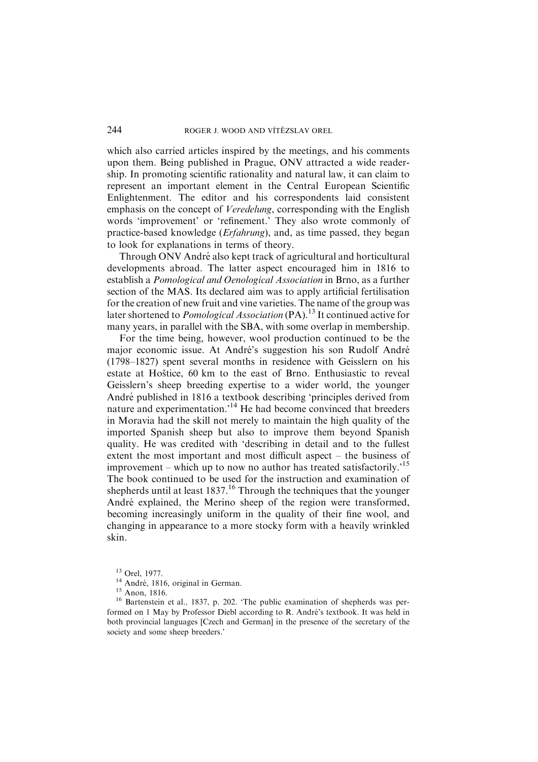which also carried articles inspired by the meetings, and his comments upon them. Being published in Prague, ONV attracted a wide readership. In promoting scientific rationality and natural law, it can claim to represent an important element in the Central European Scientific Enlightenment. The editor and his correspondents laid consistent emphasis on the concept of *Veredelung*, corresponding with the English words 'improvement' or 'refinement.' They also wrote commonly of practice-based knowledge (*Erfahrung*), and, as time passed, they began to look for explanations in terms of theory.

Through ONV André also kept track of agricultural and horticultural developments abroad. The latter aspect encouraged him in 1816 to establish a *Pomological and Oenological Association* in Brno, as a further section of the MAS. Its declared aim was to apply artificial fertilisation for the creation of new fruit and vine varieties. The name of the group was later shortened to *Pomological Association* (PA).[13] It continued active for many years, in parallel with the SBA, with some overlap in membership.

For the time being, however, wool production continued to be the major economic issue. At André's suggestion his son Rudolf André (1798–1827) spent several months in residence with Geisslern on his estate at Hoštice, 60 km to the east of Brno. Enthusiastic to reveal Geisslern's sheep breeding expertise to a wider world, the younger André published in 1816 a textbook describing 'principles derived from nature and experimentation.'[14] He had become convinced that breeders in Moravia had the skill not merely to maintain the high quality of the imported Spanish sheep but also to improve them beyond Spanish quality. He was credited with 'describing in detail and to the fullest extent the most important and most difficult aspect – the business of improvement – which up to now no author has treated satisfactorily.'[15] The book continued to be used for the instruction and examination of shepherds until at least 1837.[16] Through the techniques that the younger André explained, the Merino sheep of the region were transformed, becoming increasingly uniform in the quality of their fine wool, and changing in appearance to a more stocky form with a heavily wrinkled skin.

[13] Orel, 1977.

[14] André, 1816, original in German.

[15] Anon, 1816.

[16] Bartenstein et al., 1837, p. 202. 'The public examination of shepherds was performed on 1 May by Professor Diebl according to R. André's textbook. It was held in both provincial languages [Czech and German] in the presence of the secretary of the society and some sheep breeders.'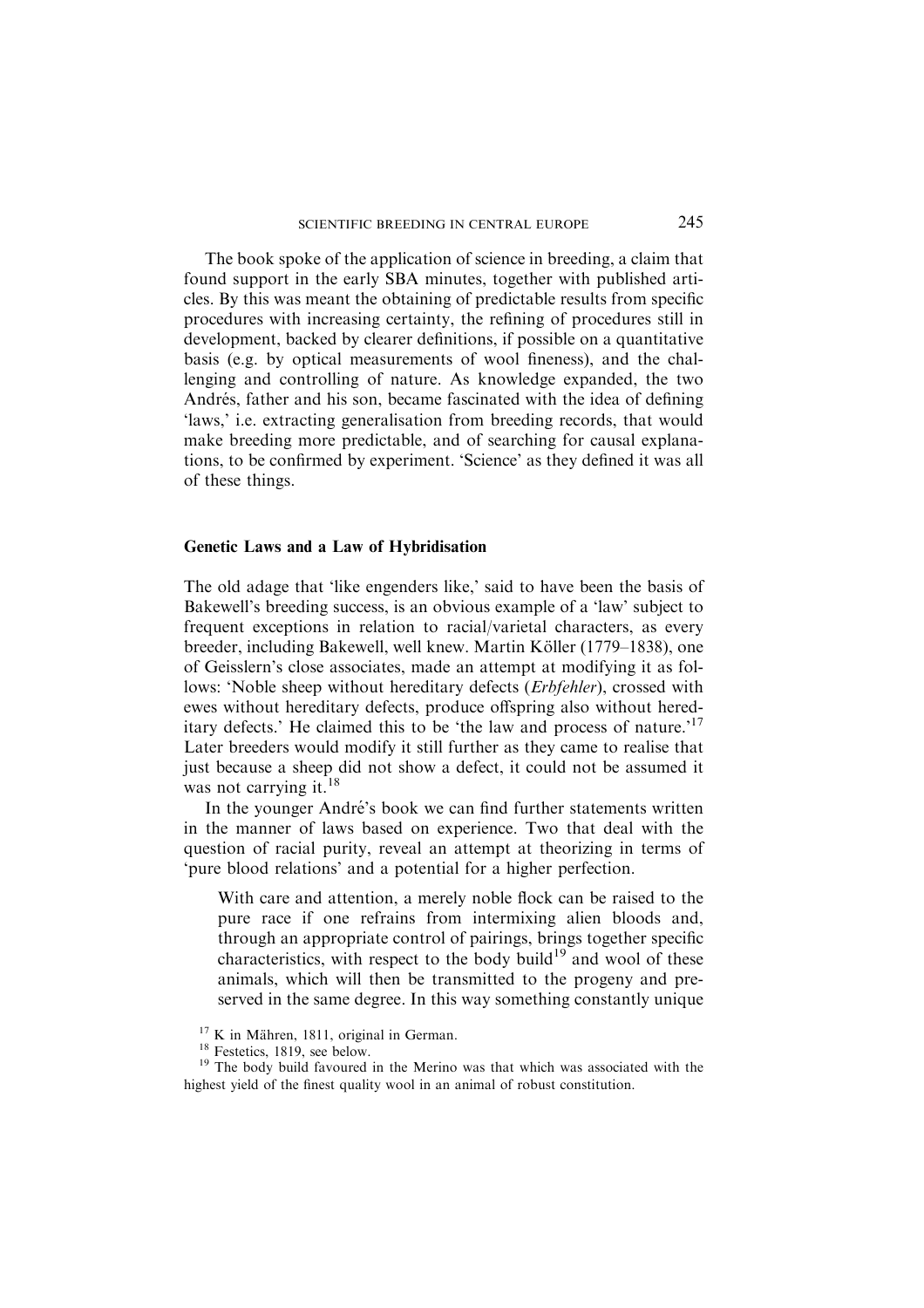The book spoke of the application of science in breeding, a claim that found support in the early SBA minutes, together with published articles. By this was meant the obtaining of predictable results from specific procedures with increasing certainty, the refining of procedures still in development, backed by clearer definitions, if possible on a quantitative basis (e.g. by optical measurements of wool fineness), and the challenging and controlling of nature. As knowledge expanded, the two Andrés, father and his son, became fascinated with the idea of defining 'laws,' i.e. extracting generalisation from breeding records, that would make breeding more predictable, and of searching for causal explanations, to be confirmed by experiment. 'Science' as they defined it was all of these things.

## Genetic Laws and a Law of Hybridisation

The old adage that 'like engenders like,' said to have been the basis of Bakewell's breeding success, is an obvious example of a 'law' subject to frequent exceptions in relation to racial/varietal characters, as every breeder, including Bakewell, well knew. Martin Köller (1779–1838), one of Geisslern's close associates, made an attempt at modifying it as follows: 'Noble sheep without hereditary defects (*Erbfehler*), crossed with ewes without hereditary defects, produce offspring also without hereditary defects.' He claimed this to be 'the law and process of nature.'[17] Later breeders would modify it still further as they came to realise that just because a sheep did not show a defect, it could not be assumed it was not carrying it.[18]

In the younger André's book we can find further statements written in the manner of laws based on experience. Two that deal with the question of racial purity, reveal an attempt at theorizing in terms of 'pure blood relations' and a potential for a higher perfection.

> With care and attention, a merely noble flock can be raised to the pure race if one refrains from intermixing alien bloods and, through an appropriate control of pairings, brings together specific characteristics, with respect to the body build[19] and wool of these animals, which will then be transmitted to the progeny and preserved in the same degree. In this way something constantly unique

[17] K in Mähren, 1811, original in German.

[18] Festetics, 1819, see below.

[19] The body build favoured in the Merino was that which was associated with the highest yield of the finest quality wool in an animal of robust constitution.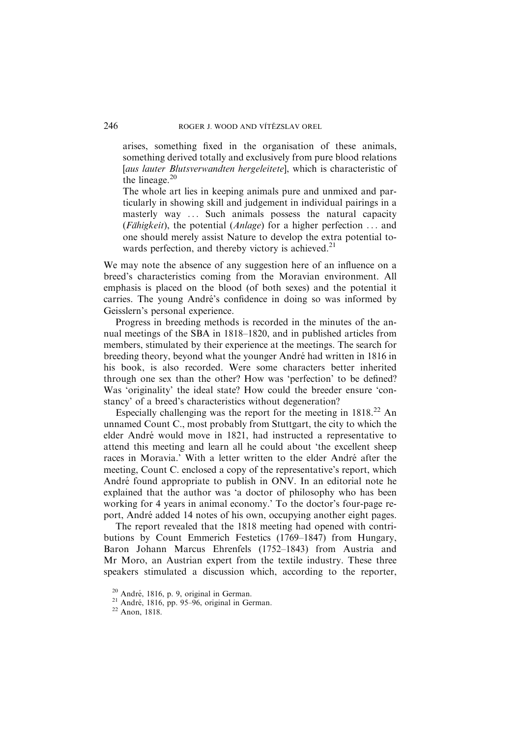> arises, something fixed in the organisation of these animals, something derived totally and exclusively from pure blood relations [*aus lauter Blutsverwandten hergeleitete*], which is characteristic of the lineage.[20]
>
> The whole art lies in keeping animals pure and unmixed and particularly in showing skill and judgement in individual pairings in a masterly way ... Such animals possess the natural capacity (*Fähigkeit*), the potential (*Anlage*) for a higher perfection ... and one should merely assist Nature to develop the extra potential towards perfection, and thereby victory is achieved.[21]

We may note the absence of any suggestion here of an influence on a breed's characteristics coming from the Moravian environment. All emphasis is placed on the blood (of both sexes) and the potential it carries. The young André's confidence in doing so was informed by Geisslern's personal experience.

Progress in breeding methods is recorded in the minutes of the annual meetings of the SBA in 1818–1820, and in published articles from members, stimulated by their experience at the meetings. The search for breeding theory, beyond what the younger André had written in 1816 in his book, is also recorded. Were some characters better inherited through one sex than the other? How was 'perfection' to be defined? Was 'originality' the ideal state? How could the breeder ensure 'constancy' of a breed's characteristics without degeneration?

Especially challenging was the report for the meeting in 1818.[22] An unnamed Count C., most probably from Stuttgart, the city to which the elder André would move in 1821, had instructed a representative to attend this meeting and learn all he could about 'the excellent sheep races in Moravia.' With a letter written to the elder André after the meeting, Count C. enclosed a copy of the representative's report, which André found appropriate to publish in ONV. In an editorial note he explained that the author was 'a doctor of philosophy who has been working for 4 years in animal economy.' To the doctor's four-page report, André added 14 notes of his own, occupying another eight pages.

The report revealed that the 1818 meeting had opened with contributions by Count Emmerich Festetics (1769–1847) from Hungary, Baron Johann Marcus Ehrenfels (1752–1843) from Austria and Mr Moro, an Austrian expert from the textile industry. These three speakers stimulated a discussion which, according to the reporter,

---

[20] André, 1816, p. 9, original in German.

[21] André, 1816, pp. 95–96, original in German.

[22] Anon, 1818.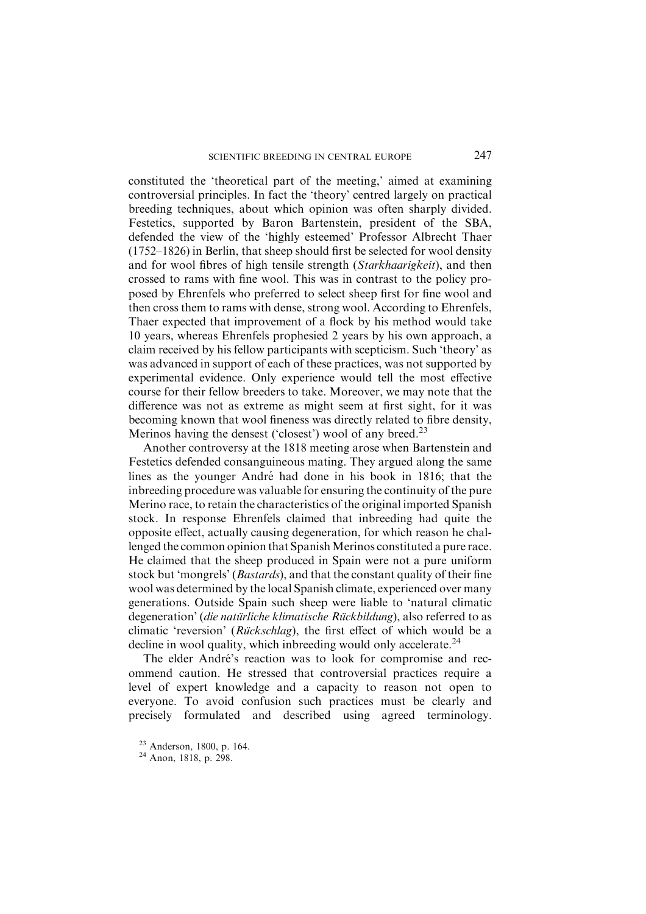constituted the 'theoretical part of the meeting,' aimed at examining controversial principles. In fact the 'theory' centred largely on practical breeding techniques, about which opinion was often sharply divided. Festetics, supported by Baron Bartenstein, president of the SBA, defended the view of the 'highly esteemed' Professor Albrecht Thaer (1752–1826) in Berlin, that sheep should first be selected for wool density and for wool fibres of high tensile strength (*Starkhaarigkeit*), and then crossed to rams with fine wool. This was in contrast to the policy proposed by Ehrenfels who preferred to select sheep first for fine wool and then cross them to rams with dense, strong wool. According to Ehrenfels, Thaer expected that improvement of a flock by his method would take 10 years, whereas Ehrenfels prophesied 2 years by his own approach, a claim received by his fellow participants with scepticism. Such 'theory' as was advanced in support of each of these practices, was not supported by experimental evidence. Only experience would tell the most effective course for their fellow breeders to take. Moreover, we may note that the difference was not as extreme as might seem at first sight, for it was becoming known that wool fineness was directly related to fibre density, Merinos having the densest ('closest') wool of any breed.[23]

Another controversy at the 1818 meeting arose when Bartenstein and Festetics defended consanguineous mating. They argued along the same lines as the younger André had done in his book in 1816; that the inbreeding procedure was valuable for ensuring the continuity of the pure Merino race, to retain the characteristics of the original imported Spanish stock. In response Ehrenfels claimed that inbreeding had quite the opposite effect, actually causing degeneration, for which reason he challenged the common opinion that Spanish Merinos constituted a pure race. He claimed that the sheep produced in Spain were not a pure uniform stock but 'mongrels' (*Bastards*), and that the constant quality of their fine wool was determined by the local Spanish climate, experienced over many generations. Outside Spain such sheep were liable to 'natural climatic degeneration' (*die natürliche klimatische Rückbildung*), also referred to as climatic 'reversion' (*Rückschlag*), the first effect of which would be a decline in wool quality, which inbreeding would only accelerate.[24]

The elder André's reaction was to look for compromise and recommend caution. He stressed that controversial practices require a level of expert knowledge and a capacity to reason not open to everyone. To avoid confusion such practices must be clearly and precisely formulated and described using agreed terminology.

[23] Anderson, 1800, p. 164.

[24] Anon, 1818, p. 298.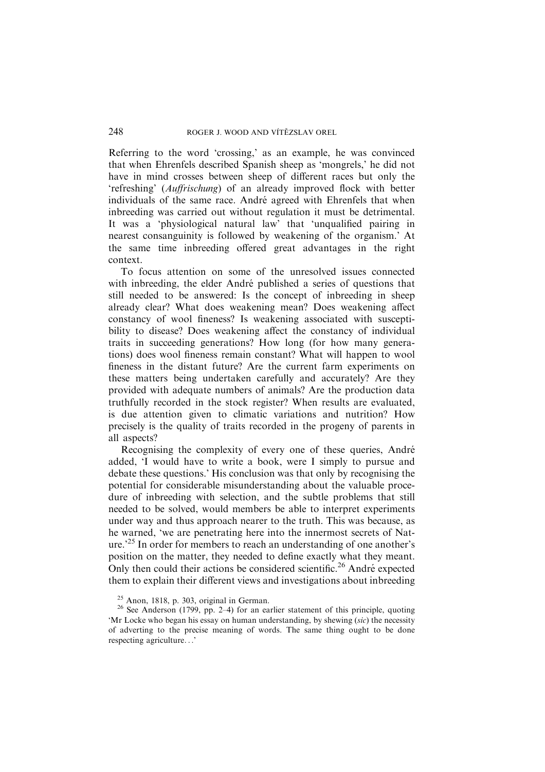Referring to the word 'crossing,' as an example, he was convinced that when Ehrenfels described Spanish sheep as 'mongrels,' he did not have in mind crosses between sheep of different races but only the 'refreshing' (*Auffrischung*) of an already improved flock with better individuals of the same race. André agreed with Ehrenfels that when inbreeding was carried out without regulation it must be detrimental. It was a 'physiological natural law' that 'unqualified pairing in nearest consanguinity is followed by weakening of the organism.' At the same time inbreeding offered great advantages in the right context.

To focus attention on some of the unresolved issues connected with inbreeding, the elder André published a series of questions that still needed to be answered: Is the concept of inbreeding in sheep already clear? What does weakening mean? Does weakening affect constancy of wool fineness? Is weakening associated with susceptibility to disease? Does weakening affect the constancy of individual traits in succeeding generations? How long (for how many generations) does wool fineness remain constant? What will happen to wool fineness in the distant future? Are the current farm experiments on these matters being undertaken carefully and accurately? Are they provided with adequate numbers of animals? Are the production data truthfully recorded in the stock register? When results are evaluated, is due attention given to climatic variations and nutrition? How precisely is the quality of traits recorded in the progeny of parents in all aspects?

Recognising the complexity of every one of these queries, André added, 'I would have to write a book, were I simply to pursue and debate these questions.' His conclusion was that only by recognising the potential for considerable misunderstanding about the valuable procedure of inbreeding with selection, and the subtle problems that still needed to be solved, would members be able to interpret experiments under way and thus approach nearer to the truth. This was because, as he warned, 'we are penetrating here into the innermost secrets of Nature.'[25] In order for members to reach an understanding of one another's position on the matter, they needed to define exactly what they meant. Only then could their actions be considered scientific.[26] André expected them to explain their different views and investigations about inbreeding

[25] Anon, 1818, p. 303, original in German.

[26] See Anderson (1799, pp. 2–4) for an earlier statement of this principle, quoting 'Mr Locke who began his essay on human understanding, by shewing (*sic*) the necessity of adverting to the precise meaning of words. The same thing ought to be done respecting agriculture…'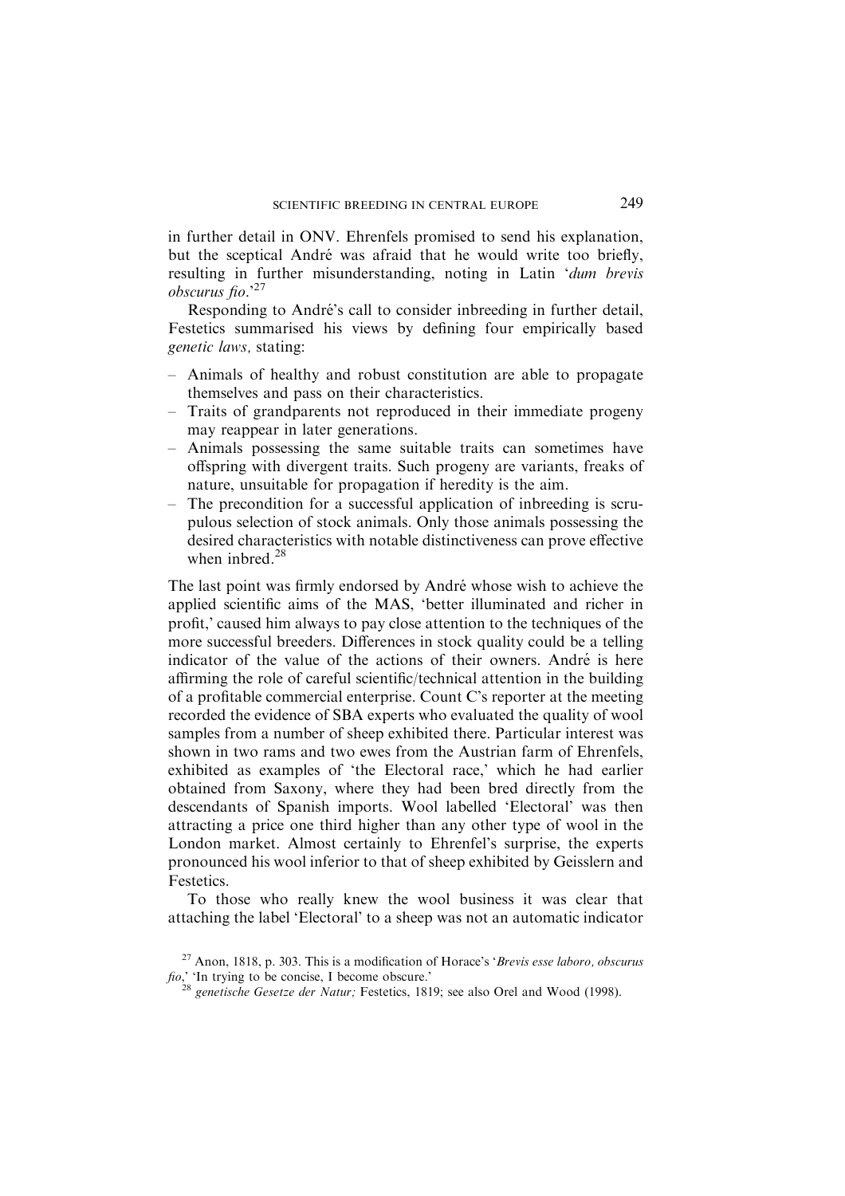in further detail in ONV. Ehrenfels promised to send his explanation, but the sceptical André was afraid that he would write too briefly, resulting in further misunderstanding, noting in Latin '*dum brevis obscurus fio*.'[27]

Responding to André's call to consider inbreeding in further detail, Festetics summarised his views by defining four empirically based *genetic laws,* stating:

- Animals of healthy and robust constitution are able to propagate themselves and pass on their characteristics.
- Traits of grandparents not reproduced in their immediate progeny may reappear in later generations.
- Animals possessing the same suitable traits can sometimes have offspring with divergent traits. Such progeny are variants, freaks of nature, unsuitable for propagation if heredity is the aim.
- The precondition for a successful application of inbreeding is scrupulous selection of stock animals. Only those animals possessing the desired characteristics with notable distinctiveness can prove effective when inbred.[28]

The last point was firmly endorsed by André whose wish to achieve the applied scientific aims of the MAS, 'better illuminated and richer in profit,' caused him always to pay close attention to the techniques of the more successful breeders. Differences in stock quality could be a telling indicator of the value of the actions of their owners. André is here affirming the role of careful scientific/technical attention in the building of a profitable commercial enterprise. Count C's reporter at the meeting recorded the evidence of SBA experts who evaluated the quality of wool samples from a number of sheep exhibited there. Particular interest was shown in two rams and two ewes from the Austrian farm of Ehrenfels, exhibited as examples of 'the Electoral race,' which he had earlier obtained from Saxony, where they had been bred directly from the descendants of Spanish imports. Wool labelled 'Electoral' was then attracting a price one third higher than any other type of wool in the London market. Almost certainly to Ehrenfel's surprise, the experts pronounced his wool inferior to that of sheep exhibited by Geisslern and Festetics.

To those who really knew the wool business it was clear that attaching the label 'Electoral' to a sheep was not an automatic indicator

[27] Anon, 1818, p. 303. This is a modification of Horace's '*Brevis esse laboro, obscurus fio*,' 'In trying to be concise, I become obscure.'

[28] *genetische Gesetze der Natur;* Festetics, 1819; see also Orel and Wood (1998).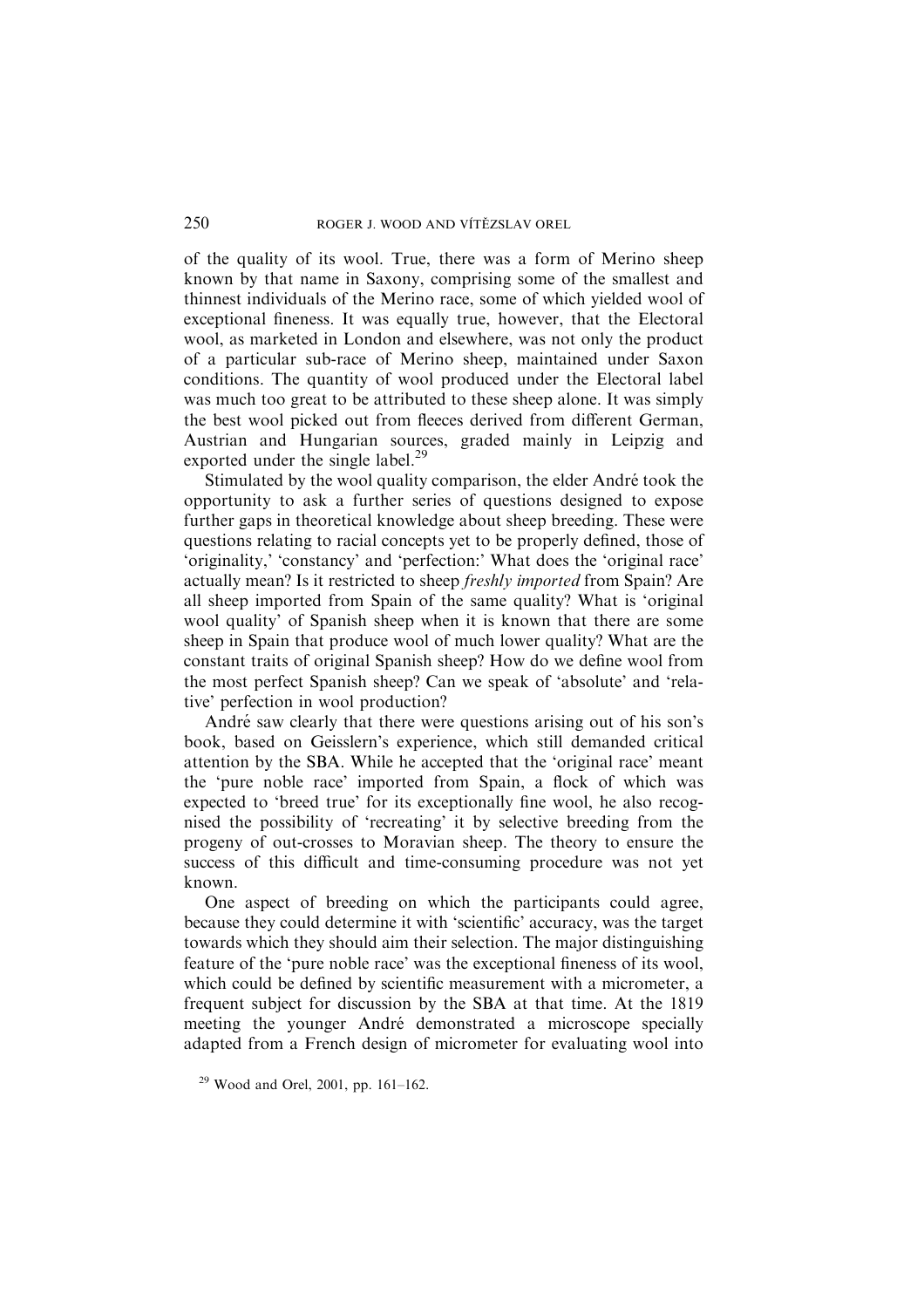of the quality of its wool. True, there was a form of Merino sheep known by that name in Saxony, comprising some of the smallest and thinnest individuals of the Merino race, some of which yielded wool of exceptional fineness. It was equally true, however, that the Electoral wool, as marketed in London and elsewhere, was not only the product of a particular sub-race of Merino sheep, maintained under Saxon conditions. The quantity of wool produced under the Electoral label was much too great to be attributed to these sheep alone. It was simply the best wool picked out from fleeces derived from different German, Austrian and Hungarian sources, graded mainly in Leipzig and exported under the single label.[29]

Stimulated by the wool quality comparison, the elder André took the opportunity to ask a further series of questions designed to expose further gaps in theoretical knowledge about sheep breeding. These were questions relating to racial concepts yet to be properly defined, those of 'originality,' 'constancy' and 'perfection:' What does the 'original race' actually mean? Is it restricted to sheep *freshly imported* from Spain? Are all sheep imported from Spain of the same quality? What is 'original wool quality' of Spanish sheep when it is known that there are some sheep in Spain that produce wool of much lower quality? What are the constant traits of original Spanish sheep? How do we define wool from the most perfect Spanish sheep? Can we speak of 'absolute' and 'relative' perfection in wool production?

André saw clearly that there were questions arising out of his son's book, based on Geisslern's experience, which still demanded critical attention by the SBA. While he accepted that the 'original race' meant the 'pure noble race' imported from Spain, a flock of which was expected to 'breed true' for its exceptionally fine wool, he also recognised the possibility of 'recreating' it by selective breeding from the progeny of out-crosses to Moravian sheep. The theory to ensure the success of this difficult and time-consuming procedure was not yet known.

One aspect of breeding on which the participants could agree, because they could determine it with 'scientific' accuracy, was the target towards which they should aim their selection. The major distinguishing feature of the 'pure noble race' was the exceptional fineness of its wool, which could be defined by scientific measurement with a micrometer, a frequent subject for discussion by the SBA at that time. At the 1819 meeting the younger André demonstrated a microscope specially adapted from a French design of micrometer for evaluating wool into

[29] Wood and Orel, 2001, pp. 161–162.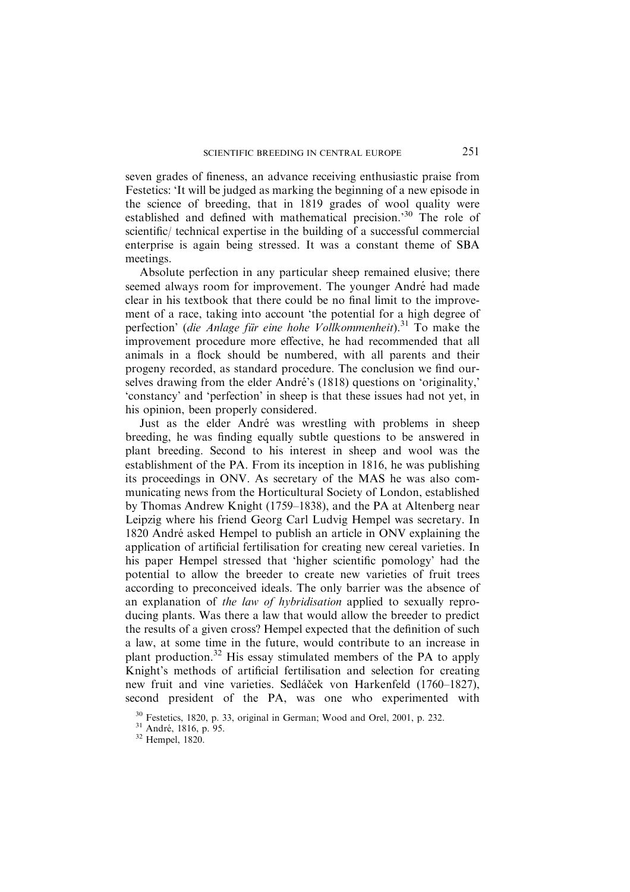seven grades of fineness, an advance receiving enthusiastic praise from Festetics: 'It will be judged as marking the beginning of a new episode in the science of breeding, that in 1819 grades of wool quality were established and defined with mathematical precision.'[30] The role of scientific/ technical expertise in the building of a successful commercial enterprise is again being stressed. It was a constant theme of SBA meetings.

Absolute perfection in any particular sheep remained elusive; there seemed always room for improvement. The younger André had made clear in his textbook that there could be no final limit to the improvement of a race, taking into account 'the potential for a high degree of perfection' (*die Anlage für eine hohe Vollkommenheit*).[31] To make the improvement procedure more effective, he had recommended that all animals in a flock should be numbered, with all parents and their progeny recorded, as standard procedure. The conclusion we find ourselves drawing from the elder André's (1818) questions on 'originality,' 'constancy' and 'perfection' in sheep is that these issues had not yet, in his opinion, been properly considered.

Just as the elder André was wrestling with problems in sheep breeding, he was finding equally subtle questions to be answered in plant breeding. Second to his interest in sheep and wool was the establishment of the PA. From its inception in 1816, he was publishing its proceedings in ONV. As secretary of the MAS he was also communicating news from the Horticultural Society of London, established by Thomas Andrew Knight (1759–1838), and the PA at Altenberg near Leipzig where his friend Georg Carl Ludvig Hempel was secretary. In 1820 André asked Hempel to publish an article in ONV explaining the application of artificial fertilisation for creating new cereal varieties. In his paper Hempel stressed that 'higher scientific pomology' had the potential to allow the breeder to create new varieties of fruit trees according to preconceived ideals. The only barrier was the absence of an explanation of *the law of hybridisation* applied to sexually reproducing plants. Was there a law that would allow the breeder to predict the results of a given cross? Hempel expected that the definition of such a law, at some time in the future, would contribute to an increase in plant production.[32] His essay stimulated members of the PA to apply Knight's methods of artificial fertilisation and selection for creating new fruit and vine varieties. Sedláček von Harkenfeld (1760–1827), second president of the PA, was one who experimented with

[30] Festetics, 1820, p. 33, original in German; Wood and Orel, 2001, p. 232.
[31] André, 1816, p. 95.
[32] Hempel, 1820.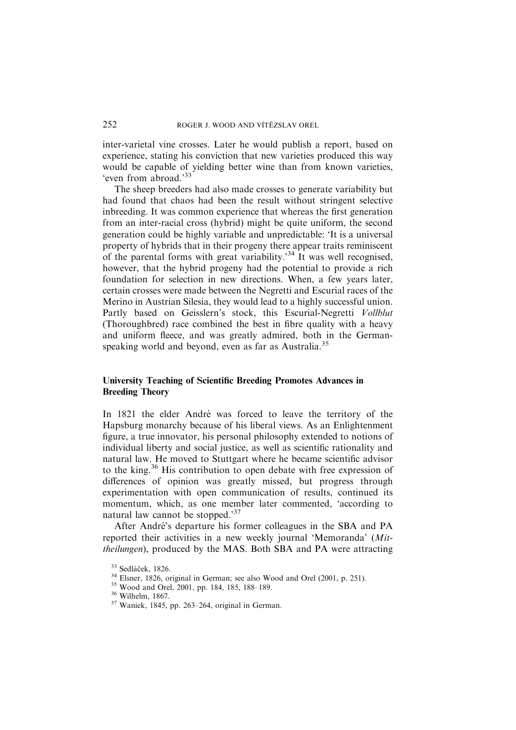inter-varietal vine crosses. Later he would publish a report, based on experience, stating his conviction that new varieties produced this way would be capable of yielding better wine than from known varieties, 'even from abroad.'[33]

The sheep breeders had also made crosses to generate variability but had found that chaos had been the result without stringent selective inbreeding. It was common experience that whereas the first generation from an inter-racial cross (hybrid) might be quite uniform, the second generation could be highly variable and unpredictable: 'It is a universal property of hybrids that in their progeny there appear traits reminiscent of the parental forms with great variability.'[34] It was well recognised, however, that the hybrid progeny had the potential to provide a rich foundation for selection in new directions. When, a few years later, certain crosses were made between the Negretti and Escurial races of the Merino in Austrian Silesia, they would lead to a highly successful union. Partly based on Geisslern's stock, this Escurial-Negretti *Vollblut* (Thoroughbred) race combined the best in fibre quality with a heavy and uniform fleece, and was greatly admired, both in the German-speaking world and beyond, even as far as Australia.[35]

## University Teaching of Scientific Breeding Promotes Advances in Breeding Theory

In 1821 the elder André was forced to leave the territory of the Hapsburg monarchy because of his liberal views. As an Enlightenment figure, a true innovator, his personal philosophy extended to notions of individual liberty and social justice, as well as scientific rationality and natural law. He moved to Stuttgart where he became scientific advisor to the king.[36] His contribution to open debate with free expression of differences of opinion was greatly missed, but progress through experimentation with open communication of results, continued its momentum, which, as one member later commented, 'according to natural law cannot be stopped.'[37]

After André's departure his former colleagues in the SBA and PA reported their activities in a new weekly journal 'Memoranda' (*Mittheilungen*), produced by the MAS. Both SBA and PA were attracting

[33] Sedláček, 1826.

[34] Elsner, 1826, original in German; see also Wood and Orel (2001, p. 251).

[35] Wood and Orel, 2001, pp. 184, 185, 188–189.

[36] Wilhelm, 1867.

[37] Waniek, 1845, pp. 263–264, original in German.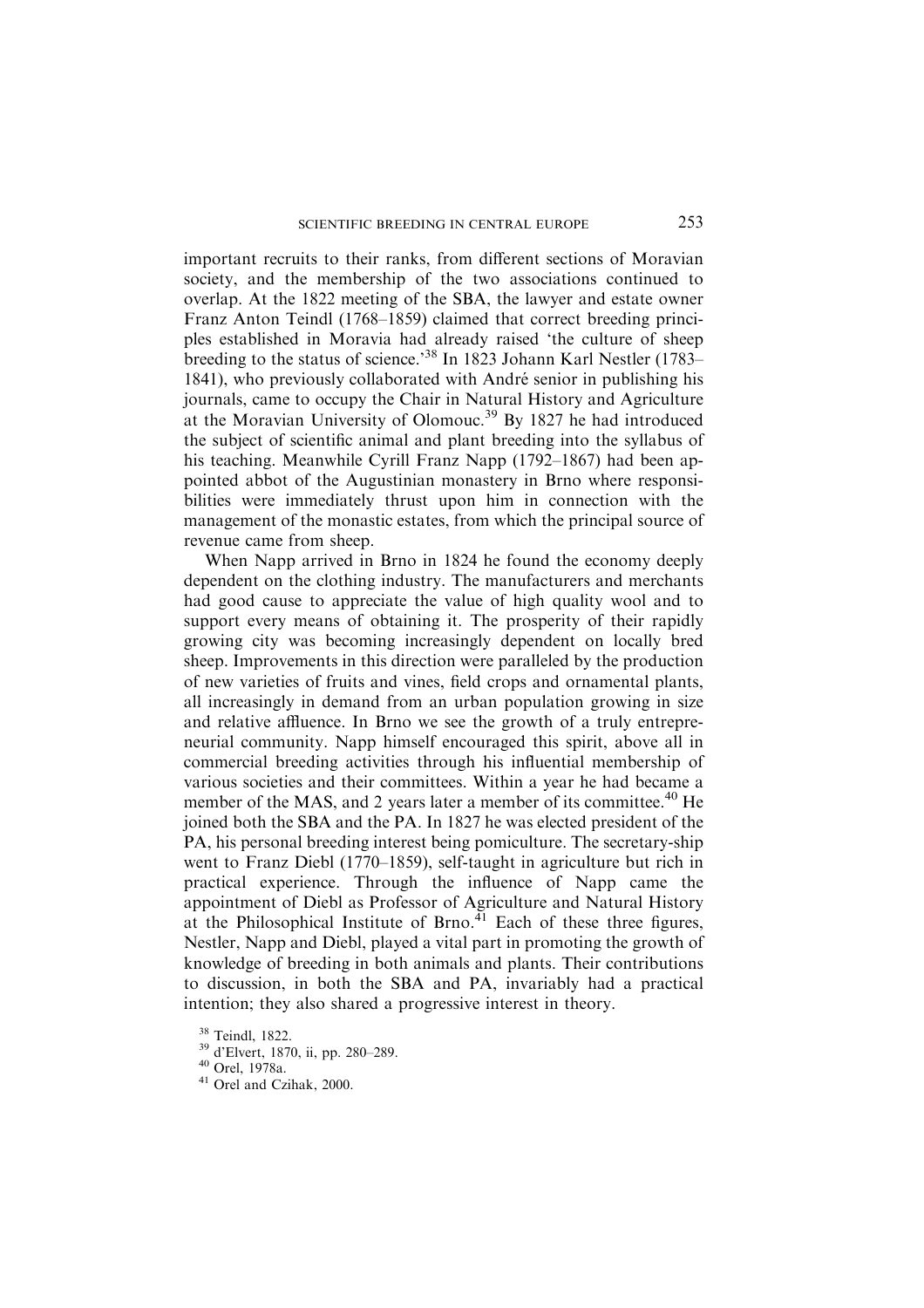important recruits to their ranks, from different sections of Moravian society, and the membership of the two associations continued to overlap. At the 1822 meeting of the SBA, the lawyer and estate owner Franz Anton Teindl (1768–1859) claimed that correct breeding principles established in Moravia had already raised 'the culture of sheep breeding to the status of science.'[38] In 1823 Johann Karl Nestler (1783–1841), who previously collaborated with André senior in publishing his journals, came to occupy the Chair in Natural History and Agriculture at the Moravian University of Olomouc.[39] By 1827 he had introduced the subject of scientific animal and plant breeding into the syllabus of his teaching. Meanwhile Cyrill Franz Napp (1792–1867) had been appointed abbot of the Augustinian monastery in Brno where responsibilities were immediately thrust upon him in connection with the management of the monastic estates, from which the principal source of revenue came from sheep.

When Napp arrived in Brno in 1824 he found the economy deeply dependent on the clothing industry. The manufacturers and merchants had good cause to appreciate the value of high quality wool and to support every means of obtaining it. The prosperity of their rapidly growing city was becoming increasingly dependent on locally bred sheep. Improvements in this direction were paralleled by the production of new varieties of fruits and vines, field crops and ornamental plants, all increasingly in demand from an urban population growing in size and relative affluence. In Brno we see the growth of a truly entrepreneurial community. Napp himself encouraged this spirit, above all in commercial breeding activities through his influential membership of various societies and their committees. Within a year he had became a member of the MAS, and 2 years later a member of its committee.[40] He joined both the SBA and the PA. In 1827 he was elected president of the PA, his personal breeding interest being pomiculture. The secretary-ship went to Franz Diebl (1770–1859), self-taught in agriculture but rich in practical experience. Through the influence of Napp came the appointment of Diebl as Professor of Agriculture and Natural History at the Philosophical Institute of Brno.[41] Each of these three figures, Nestler, Napp and Diebl, played a vital part in promoting the growth of knowledge of breeding in both animals and plants. Their contributions to discussion, in both the SBA and PA, invariably had a practical intention; they also shared a progressive interest in theory.

[38] Teindl, 1822.

[39] d'Elvert, 1870, ii, pp. 280–289.

[40] Orel, 1978a.

[41] Orel and Czihak, 2000.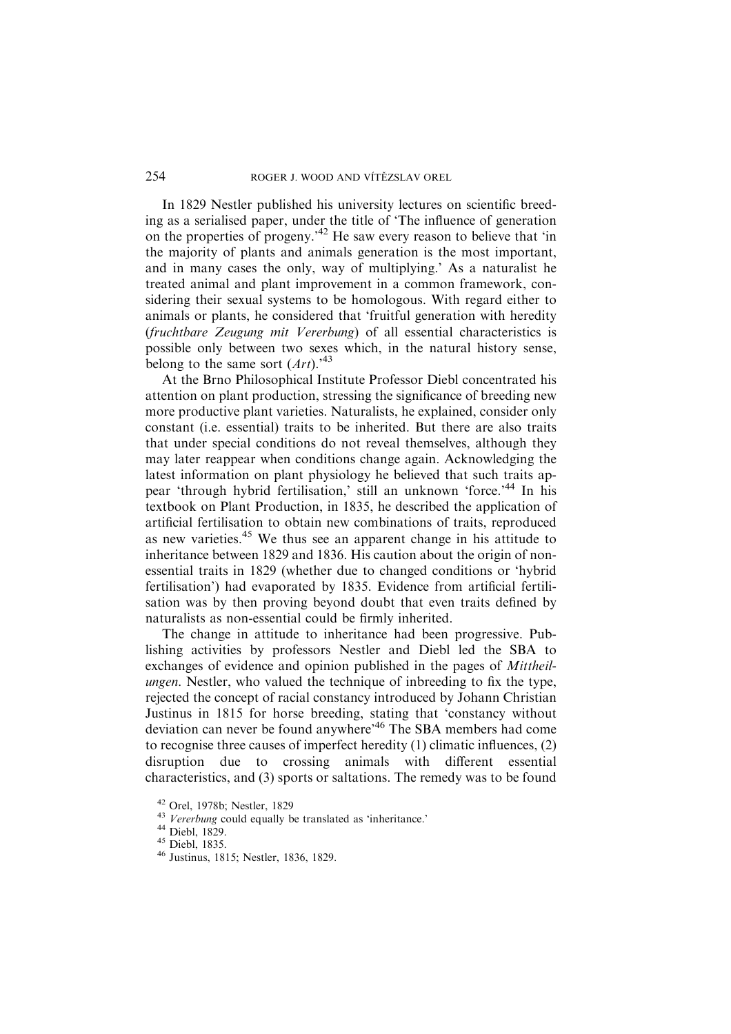In 1829 Nestler published his university lectures on scientific breeding as a serialised paper, under the title of 'The influence of generation on the properties of progeny.'[42] He saw every reason to believe that 'in the majority of plants and animals generation is the most important, and in many cases the only, way of multiplying.' As a naturalist he treated animal and plant improvement in a common framework, considering their sexual systems to be homologous. With regard either to animals or plants, he considered that 'fruitful generation with heredity (*fruchtbare Zeugung mit Vererbung*) of all essential characteristics is possible only between two sexes which, in the natural history sense, belong to the same sort (*Art*).'[43]

At the Brno Philosophical Institute Professor Diebl concentrated his attention on plant production, stressing the significance of breeding new more productive plant varieties. Naturalists, he explained, consider only constant (i.e. essential) traits to be inherited. But there are also traits that under special conditions do not reveal themselves, although they may later reappear when conditions change again. Acknowledging the latest information on plant physiology he believed that such traits appear 'through hybrid fertilisation,' still an unknown 'force.'[44] In his textbook on Plant Production, in 1835, he described the application of artificial fertilisation to obtain new combinations of traits, reproduced as new varieties.[45] We thus see an apparent change in his attitude to inheritance between 1829 and 1836. His caution about the origin of non-essential traits in 1829 (whether due to changed conditions or 'hybrid fertilisation') had evaporated by 1835. Evidence from artificial fertilisation was by then proving beyond doubt that even traits defined by naturalists as non-essential could be firmly inherited.

The change in attitude to inheritance had been progressive. Publishing activities by professors Nestler and Diebl led the SBA to exchanges of evidence and opinion published in the pages of *Mittheilungen*. Nestler, who valued the technique of inbreeding to fix the type, rejected the concept of racial constancy introduced by Johann Christian Justinus in 1815 for horse breeding, stating that 'constancy without deviation can never be found anywhere'[46] The SBA members had come to recognise three causes of imperfect heredity (1) climatic influences, (2) disruption due to crossing animals with different essential characteristics, and (3) sports or saltations. The remedy was to be found

[42] Orel, 1978b; Nestler, 1829

[43] *Vererbung* could equally be translated as 'inheritance.'

[44] Diebl, 1829.

[45] Diebl, 1835.

[46] Justinus, 1815; Nestler, 1836, 1829.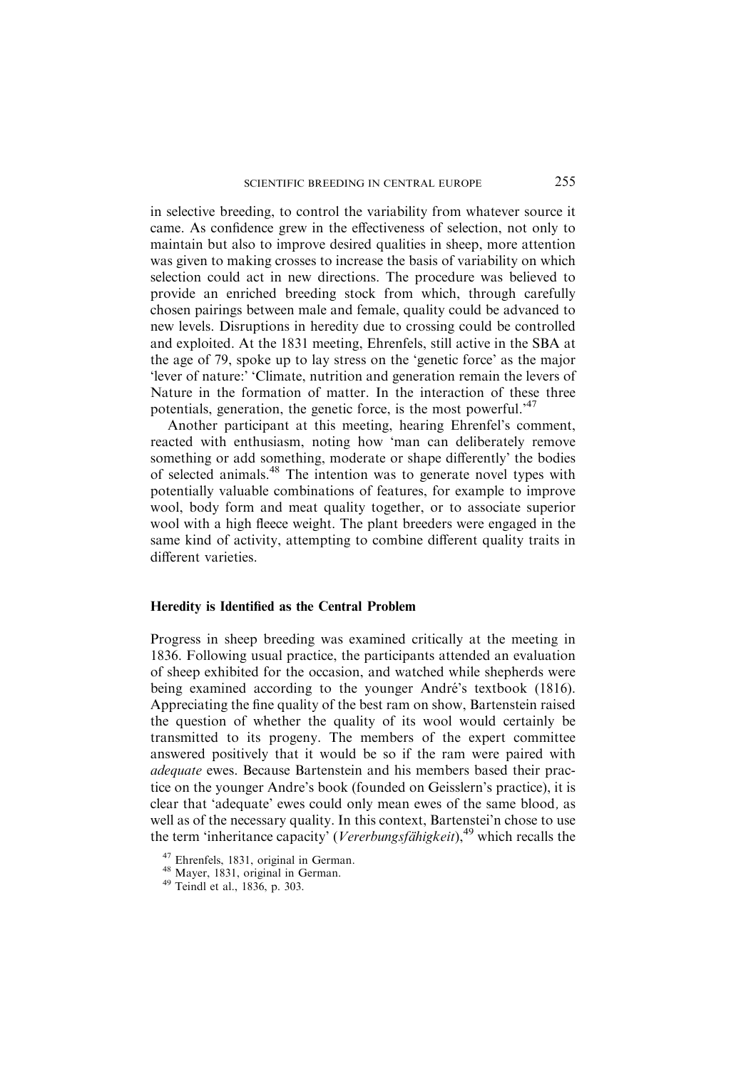in selective breeding, to control the variability from whatever source it came. As confidence grew in the effectiveness of selection, not only to maintain but also to improve desired qualities in sheep, more attention was given to making crosses to increase the basis of variability on which selection could act in new directions. The procedure was believed to provide an enriched breeding stock from which, through carefully chosen pairings between male and female, quality could be advanced to new levels. Disruptions in heredity due to crossing could be controlled and exploited. At the 1831 meeting, Ehrenfels, still active in the SBA at the age of 79, spoke up to lay stress on the 'genetic force' as the major 'lever of nature:' 'Climate, nutrition and generation remain the levers of Nature in the formation of matter. In the interaction of these three potentials, generation, the genetic force, is the most powerful.'[47]

Another participant at this meeting, hearing Ehrenfel's comment, reacted with enthusiasm, noting how 'man can deliberately remove something or add something, moderate or shape differently' the bodies of selected animals.[48] The intention was to generate novel types with potentially valuable combinations of features, for example to improve wool, body form and meat quality together, or to associate superior wool with a high fleece weight. The plant breeders were engaged in the same kind of activity, attempting to combine different quality traits in different varieties.

## Heredity is Identified as the Central Problem

Progress in sheep breeding was examined critically at the meeting in 1836. Following usual practice, the participants attended an evaluation of sheep exhibited for the occasion, and watched while shepherds were being examined according to the younger André's textbook (1816). Appreciating the fine quality of the best ram on show, Bartenstein raised the question of whether the quality of its wool would certainly be transmitted to its progeny. The members of the expert committee answered positively that it would be so if the ram were paired with *adequate* ewes. Because Bartenstein and his members based their practice on the younger Andre's book (founded on Geisslern's practice), it is clear that 'adequate' ewes could only mean ewes of the same blood, as well as of the necessary quality. In this context, Bartenstei'n chose to use the term 'inheritance capacity' (*Vererbungsfähigkeit*),[49] which recalls the

[47] Ehrenfels, 1831, original in German.

[48] Mayer, 1831, original in German.

[49] Teindl et al., 1836, p. 303.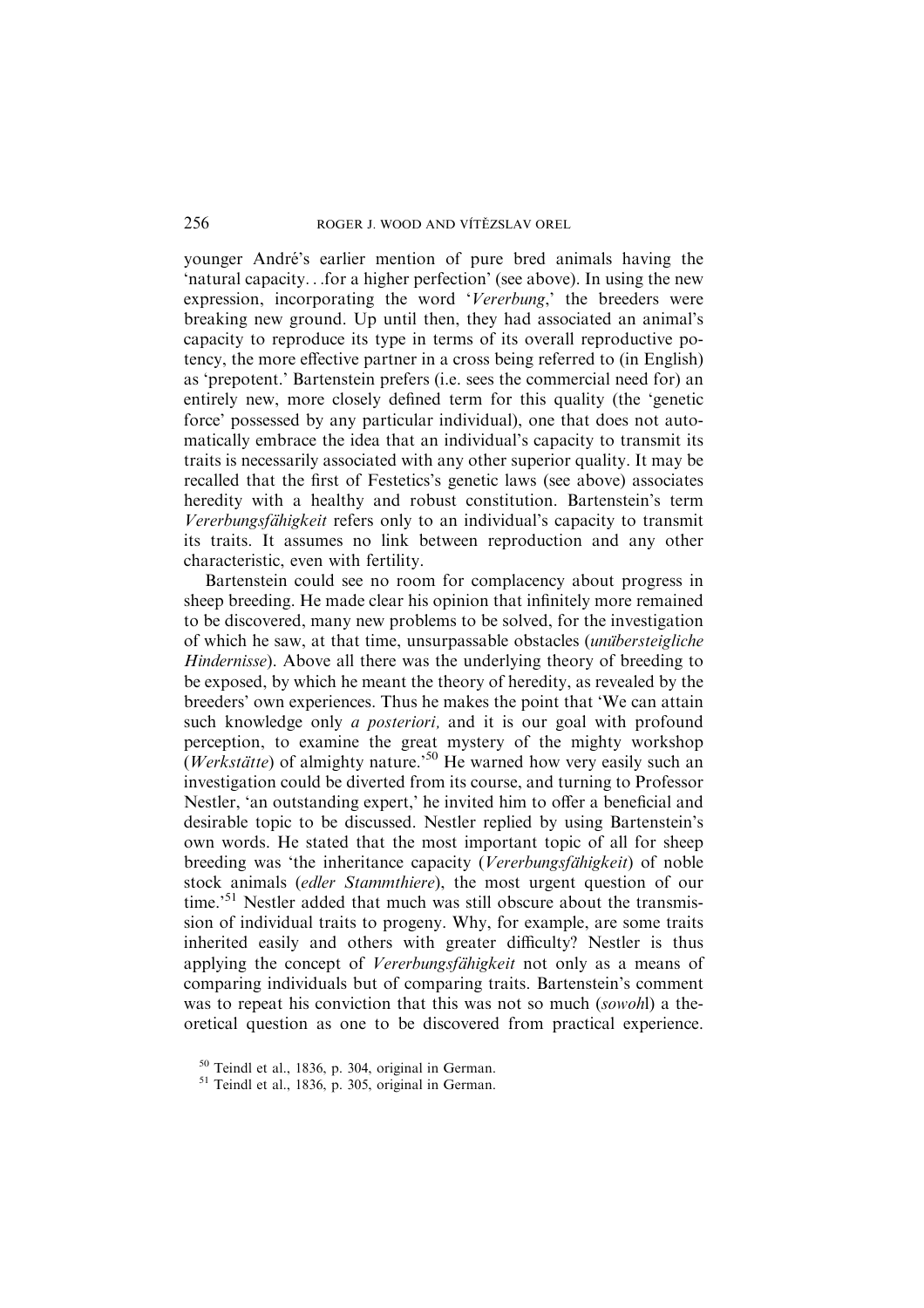younger André's earlier mention of pure bred animals having the 'natural capacity…for a higher perfection' (see above). In using the new expression, incorporating the word '*Vererbung*,' the breeders were breaking new ground. Up until then, they had associated an animal's capacity to reproduce its type in terms of its overall reproductive potency, the more effective partner in a cross being referred to (in English) as 'prepotent.' Bartenstein prefers (i.e. sees the commercial need for) an entirely new, more closely defined term for this quality (the 'genetic force' possessed by any particular individual), one that does not automatically embrace the idea that an individual's capacity to transmit its traits is necessarily associated with any other superior quality. It may be recalled that the first of Festetics's genetic laws (see above) associates heredity with a healthy and robust constitution. Bartenstein's term *Vererbungsfähigkeit* refers only to an individual's capacity to transmit its traits. It assumes no link between reproduction and any other characteristic, even with fertility.

Bartenstein could see no room for complacency about progress in sheep breeding. He made clear his opinion that infinitely more remained to be discovered, many new problems to be solved, for the investigation of which he saw, at that time, unsurpassable obstacles (*unübersteigliche Hindernisse*). Above all there was the underlying theory of breeding to be exposed, by which he meant the theory of heredity, as revealed by the breeders' own experiences. Thus he makes the point that 'We can attain such knowledge only *a posteriori,* and it is our goal with profound perception, to examine the great mystery of the mighty workshop (*Werkstätte*) of almighty nature.'[50] He warned how very easily such an investigation could be diverted from its course, and turning to Professor Nestler, 'an outstanding expert,' he invited him to offer a beneficial and desirable topic to be discussed. Nestler replied by using Bartenstein's own words. He stated that the most important topic of all for sheep breeding was 'the inheritance capacity (*Vererbungsfähigkeit*) of noble stock animals (*edler Stammthiere*), the most urgent question of our time.'[51] Nestler added that much was still obscure about the transmission of individual traits to progeny. Why, for example, are some traits inherited easily and others with greater difficulty? Nestler is thus applying the concept of *Vererbungsfähigkeit* not only as a means of comparing individuals but of comparing traits. Bartenstein's comment was to repeat his conviction that this was not so much (*sowohl*) a theoretical question as one to be discovered from practical experience.

[50] Teindl et al., 1836, p. 304, original in German.

[51] Teindl et al., 1836, p. 305, original in German.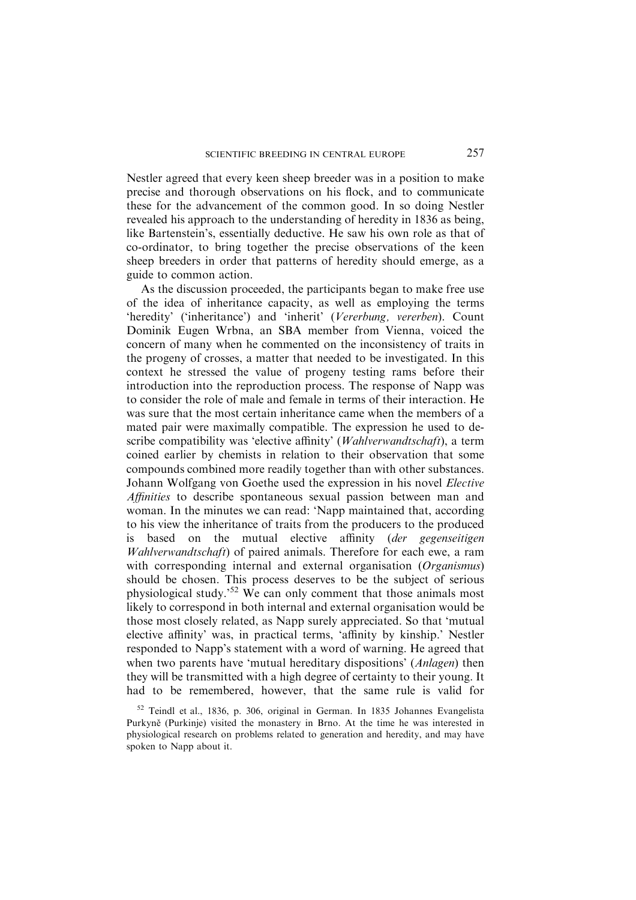Nestler agreed that every keen sheep breeder was in a position to make precise and thorough observations on his flock, and to communicate these for the advancement of the common good. In so doing Nestler revealed his approach to the understanding of heredity in 1836 as being, like Bartenstein's, essentially deductive. He saw his own role as that of co-ordinator, to bring together the precise observations of the keen sheep breeders in order that patterns of heredity should emerge, as a guide to common action.

As the discussion proceeded, the participants began to make free use of the idea of inheritance capacity, as well as employing the terms 'heredity' ('inheritance') and 'inherit' (*Vererbung, vererben*). Count Dominik Eugen Wrbna, an SBA member from Vienna, voiced the concern of many when he commented on the inconsistency of traits in the progeny of crosses, a matter that needed to be investigated. In this context he stressed the value of progeny testing rams before their introduction into the reproduction process. The response of Napp was to consider the role of male and female in terms of their interaction. He was sure that the most certain inheritance came when the members of a mated pair were maximally compatible. The expression he used to describe compatibility was 'elective affinity' (*Wahlverwandtschaft*), a term coined earlier by chemists in relation to their observation that some compounds combined more readily together than with other substances. Johann Wolfgang von Goethe used the expression in his novel *Elective Affinities* to describe spontaneous sexual passion between man and woman. In the minutes we can read: 'Napp maintained that, according to his view the inheritance of traits from the producers to the produced is based on the mutual elective affinity (*der gegenseitigen Wahlverwandtschaft*) of paired animals. Therefore for each ewe, a ram with corresponding internal and external organisation (*Organismus*) should be chosen. This process deserves to be the subject of serious physiological study.'[52] We can only comment that those animals most likely to correspond in both internal and external organisation would be those most closely related, as Napp surely appreciated. So that 'mutual elective affinity' was, in practical terms, 'affinity by kinship.' Nestler responded to Napp's statement with a word of warning. He agreed that when two parents have 'mutual hereditary dispositions' (*Anlagen*) then they will be transmitted with a high degree of certainty to their young. It had to be remembered, however, that the same rule is valid for

[52] Teindl et al., 1836, p. 306, original in German. In 1835 Johannes Evangelista Purkyně (Purkinje) visited the monastery in Brno. At the time he was interested in physiological research on problems related to generation and heredity, and may have spoken to Napp about it.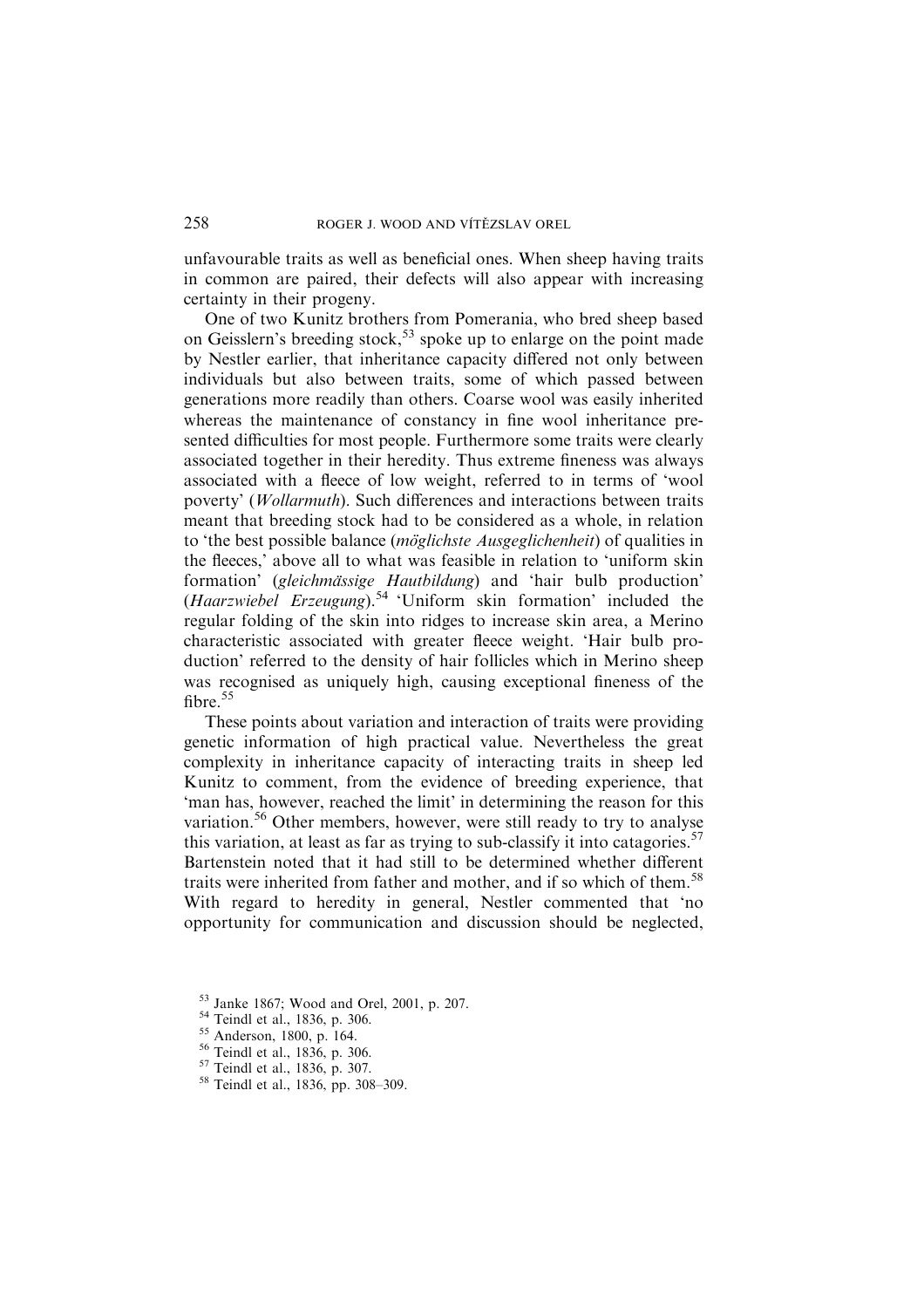unfavourable traits as well as beneficial ones. When sheep having traits in common are paired, their defects will also appear with increasing certainty in their progeny.

One of two Kunitz brothers from Pomerania, who bred sheep based on Geisslern's breeding stock,[53] spoke up to enlarge on the point made by Nestler earlier, that inheritance capacity differed not only between individuals but also between traits, some of which passed between generations more readily than others. Coarse wool was easily inherited whereas the maintenance of constancy in fine wool inheritance presented difficulties for most people. Furthermore some traits were clearly associated together in their heredity. Thus extreme fineness was always associated with a fleece of low weight, referred to in terms of 'wool poverty' (*Wollarmuth*). Such differences and interactions between traits meant that breeding stock had to be considered as a whole, in relation to 'the best possible balance (*möglichste Ausgeglichenheit*) of qualities in the fleeces,' above all to what was feasible in relation to 'uniform skin formation' (*gleichmässige Hautbildung*) and 'hair bulb production' (*Haarzwiebel Erzeugung*).[54] 'Uniform skin formation' included the regular folding of the skin into ridges to increase skin area, a Merino characteristic associated with greater fleece weight. 'Hair bulb production' referred to the density of hair follicles which in Merino sheep was recognised as uniquely high, causing exceptional fineness of the fibre.[55]

These points about variation and interaction of traits were providing genetic information of high practical value. Nevertheless the great complexity in inheritance capacity of interacting traits in sheep led Kunitz to comment, from the evidence of breeding experience, that 'man has, however, reached the limit' in determining the reason for this variation.[56] Other members, however, were still ready to try to analyse this variation, at least as far as trying to sub-classify it into catagories.[57] Bartenstein noted that it had still to be determined whether different traits were inherited from father and mother, and if so which of them.[58] With regard to heredity in general, Nestler commented that 'no opportunity for communication and discussion should be neglected,

[53] Janke 1867; Wood and Orel, 2001, p. 207.
[54] Teindl et al., 1836, p. 306.
[55] Anderson, 1800, p. 164.
[56] Teindl et al., 1836, p. 306.
[57] Teindl et al., 1836, p. 307.
[58] Teindl et al., 1836, pp. 308–309.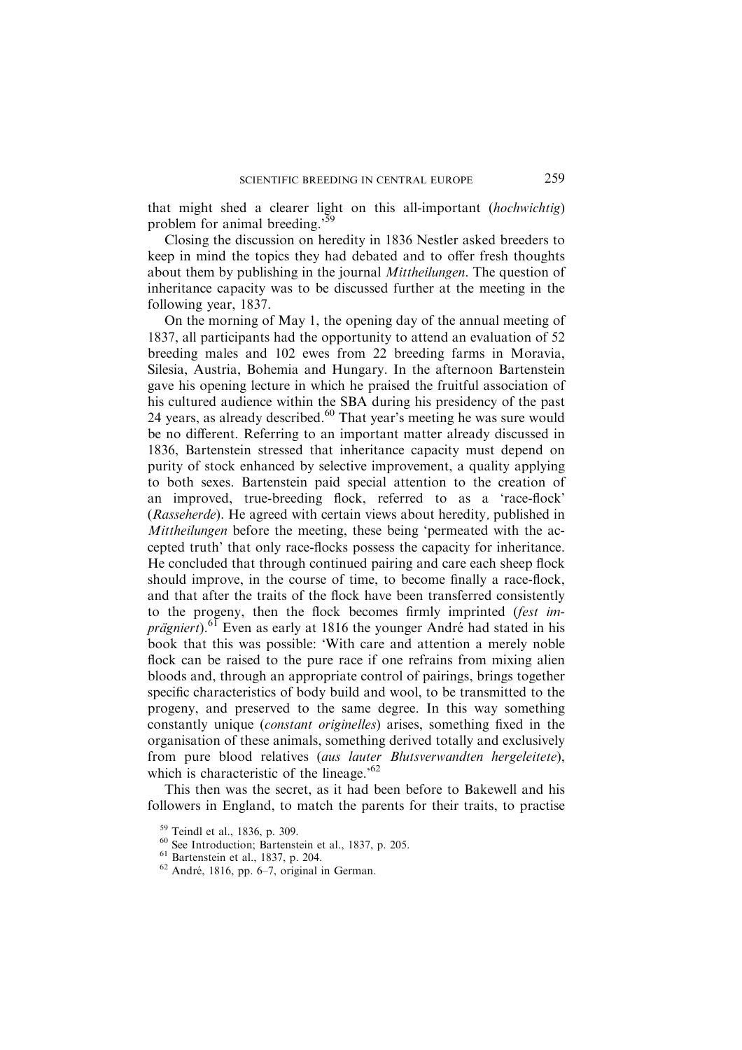that might shed a clearer light on this all-important (*hochwichtig*) problem for animal breeding.'[59]

Closing the discussion on heredity in 1836 Nestler asked breeders to keep in mind the topics they had debated and to offer fresh thoughts about them by publishing in the journal *Mittheilungen*. The question of inheritance capacity was to be discussed further at the meeting in the following year, 1837.

On the morning of May 1, the opening day of the annual meeting of 1837, all participants had the opportunity to attend an evaluation of 52 breeding males and 102 ewes from 22 breeding farms in Moravia, Silesia, Austria, Bohemia and Hungary. In the afternoon Bartenstein gave his opening lecture in which he praised the fruitful association of his cultured audience within the SBA during his presidency of the past 24 years, as already described.[60] That year's meeting he was sure would be no different. Referring to an important matter already discussed in 1836, Bartenstein stressed that inheritance capacity must depend on purity of stock enhanced by selective improvement, a quality applying to both sexes. Bartenstein paid special attention to the creation of an improved, true-breeding flock, referred to as a 'race-flock' (*Rasseherde*). He agreed with certain views about heredity, published in *Mittheilungen* before the meeting, these being 'permeated with the accepted truth' that only race-flocks possess the capacity for inheritance. He concluded that through continued pairing and care each sheep flock should improve, in the course of time, to become finally a race-flock, and that after the traits of the flock have been transferred consistently to the progeny, then the flock becomes firmly imprinted (*fest imprägniert*).[61] Even as early at 1816 the younger André had stated in his book that this was possible: 'With care and attention a merely noble flock can be raised to the pure race if one refrains from mixing alien bloods and, through an appropriate control of pairings, brings together specific characteristics of body build and wool, to be transmitted to the progeny, and preserved to the same degree. In this way something constantly unique (*constant originelles*) arises, something fixed in the organisation of these animals, something derived totally and exclusively from pure blood relatives (*aus lauter Blutsverwandten hergeleitete*), which is characteristic of the lineage.'[62]

This then was the secret, as it had been before to Bakewell and his followers in England, to match the parents for their traits, to practise

[59] Teindl et al., 1836, p. 309.

[60] See Introduction; Bartenstein et al., 1837, p. 205.

[61] Bartenstein et al., 1837, p. 204.

[62] André, 1816, pp. 6–7, original in German.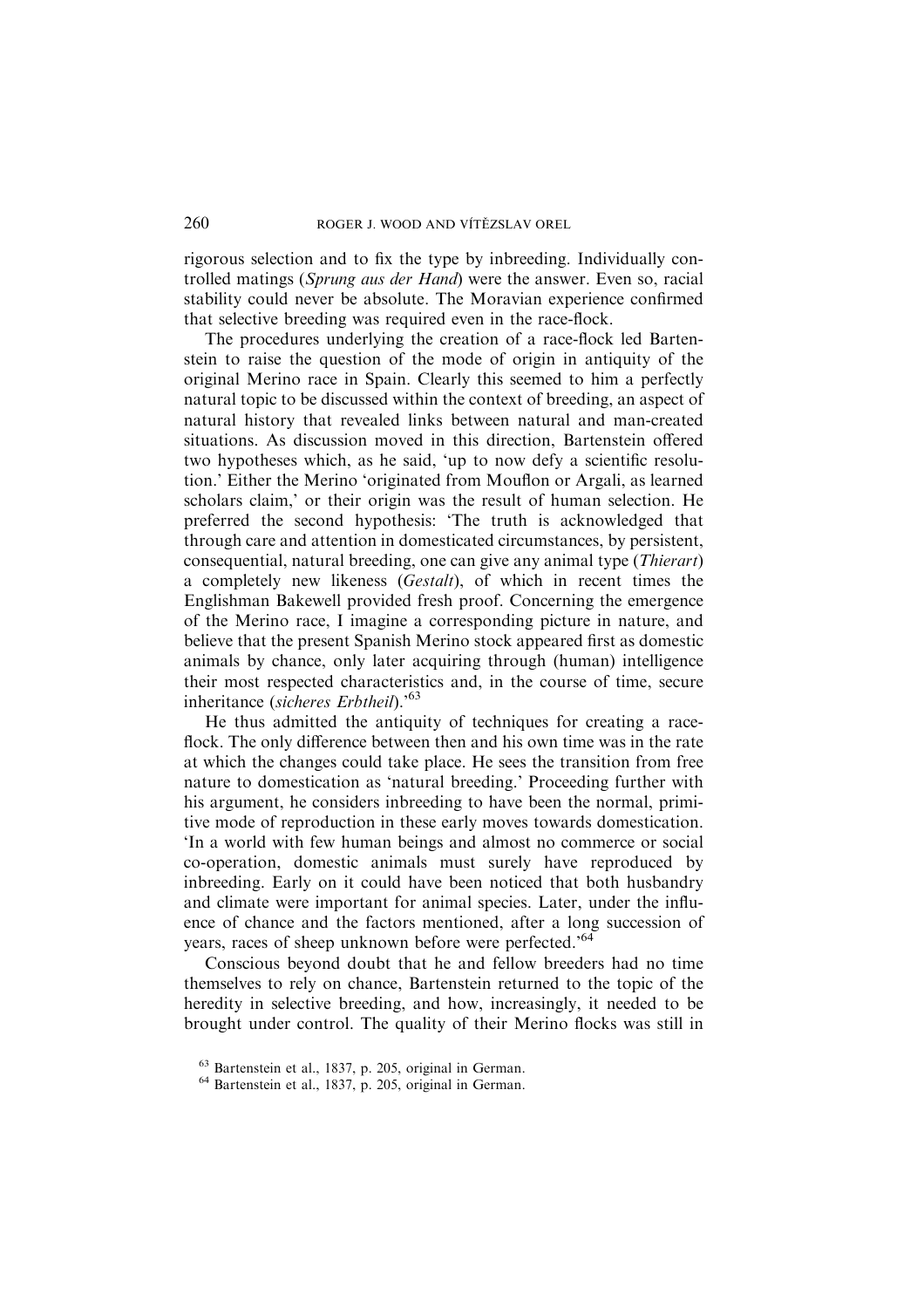rigorous selection and to fix the type by inbreeding. Individually controlled matings (*Sprung aus der Hand*) were the answer. Even so, racial stability could never be absolute. The Moravian experience confirmed that selective breeding was required even in the race-flock.

The procedures underlying the creation of a race-flock led Bartenstein to raise the question of the mode of origin in antiquity of the original Merino race in Spain. Clearly this seemed to him a perfectly natural topic to be discussed within the context of breeding, an aspect of natural history that revealed links between natural and man-created situations. As discussion moved in this direction, Bartenstein offered two hypotheses which, as he said, 'up to now defy a scientific resolution.' Either the Merino 'originated from Mouflon or Argali, as learned scholars claim,' or their origin was the result of human selection. He preferred the second hypothesis: 'The truth is acknowledged that through care and attention in domesticated circumstances, by persistent, consequential, natural breeding, one can give any animal type (*Thierart*) a completely new likeness (*Gestalt*), of which in recent times the Englishman Bakewell provided fresh proof. Concerning the emergence of the Merino race, I imagine a corresponding picture in nature, and believe that the present Spanish Merino stock appeared first as domestic animals by chance, only later acquiring through (human) intelligence their most respected characteristics and, in the course of time, secure inheritance (*sicheres Erbtheil*).'[63]

He thus admitted the antiquity of techniques for creating a race-flock. The only difference between then and his own time was in the rate at which the changes could take place. He sees the transition from free nature to domestication as 'natural breeding.' Proceeding further with his argument, he considers inbreeding to have been the normal, primitive mode of reproduction in these early moves towards domestication. 'In a world with few human beings and almost no commerce or social co-operation, domestic animals must surely have reproduced by inbreeding. Early on it could have been noticed that both husbandry and climate were important for animal species. Later, under the influence of chance and the factors mentioned, after a long succession of years, races of sheep unknown before were perfected.'[64]

Conscious beyond doubt that he and fellow breeders had no time themselves to rely on chance, Bartenstein returned to the topic of the heredity in selective breeding, and how, increasingly, it needed to be brought under control. The quality of their Merino flocks was still in

[63] Bartenstein et al., 1837, p. 205, original in German.

[64] Bartenstein et al., 1837, p. 205, original in German.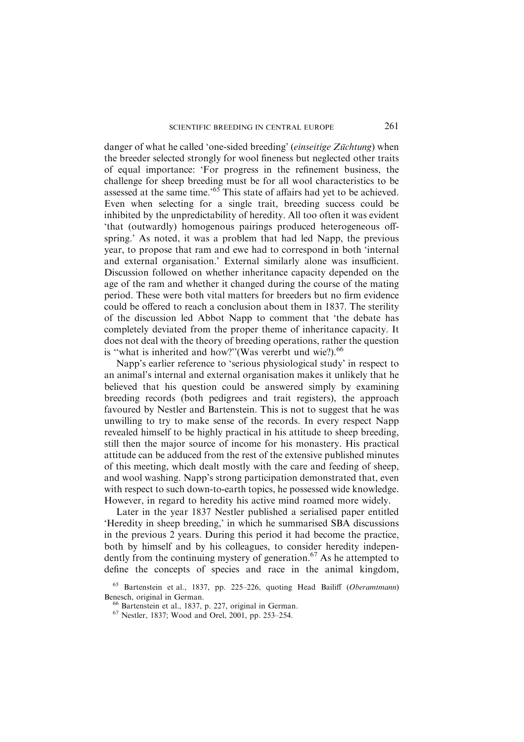danger of what he called 'one-sided breeding' (*einseitige Züchtung*) when the breeder selected strongly for wool fineness but neglected other traits of equal importance: 'For progress in the refinement business, the challenge for sheep breeding must be for all wool characteristics to be assessed at the same time.'[65] This state of affairs had yet to be achieved. Even when selecting for a single trait, breeding success could be inhibited by the unpredictability of heredity. All too often it was evident 'that (outwardly) homogenous pairings produced heterogeneous offspring.' As noted, it was a problem that had led Napp, the previous year, to propose that ram and ewe had to correspond in both 'internal and external organisation.' External similarly alone was insufficient. Discussion followed on whether inheritance capacity depended on the age of the ram and whether it changed during the course of the mating period. These were both vital matters for breeders but no firm evidence could be offered to reach a conclusion about them in 1837. The sterility of the discussion led Abbot Napp to comment that 'the debate has completely deviated from the proper theme of inheritance capacity. It does not deal with the theory of breeding operations, rather the question is "what is inherited and how?"(Was vererbt und wie?).[66]

Napp's earlier reference to 'serious physiological study' in respect to an animal's internal and external organisation makes it unlikely that he believed that his question could be answered simply by examining breeding records (both pedigrees and trait registers), the approach favoured by Nestler and Bartenstein. This is not to suggest that he was unwilling to try to make sense of the records. In every respect Napp revealed himself to be highly practical in his attitude to sheep breeding, still then the major source of income for his monastery. His practical attitude can be adduced from the rest of the extensive published minutes of this meeting, which dealt mostly with the care and feeding of sheep, and wool washing. Napp's strong participation demonstrated that, even with respect to such down-to-earth topics, he possessed wide knowledge. However, in regard to heredity his active mind roamed more widely.

Later in the year 1837 Nestler published a serialised paper entitled 'Heredity in sheep breeding,' in which he summarised SBA discussions in the previous 2 years. During this period it had become the practice, both by himself and by his colleagues, to consider heredity independently from the continuing mystery of generation.[67] As he attempted to define the concepts of species and race in the animal kingdom,

[65] Bartenstein et al., 1837, pp. 225–226, quoting Head Bailiff (*Oberamtmann*) Benesch, original in German.

[66] Bartenstein et al., 1837, p. 227, original in German.

[67] Nestler, 1837; Wood and Orel, 2001, pp. 253–254.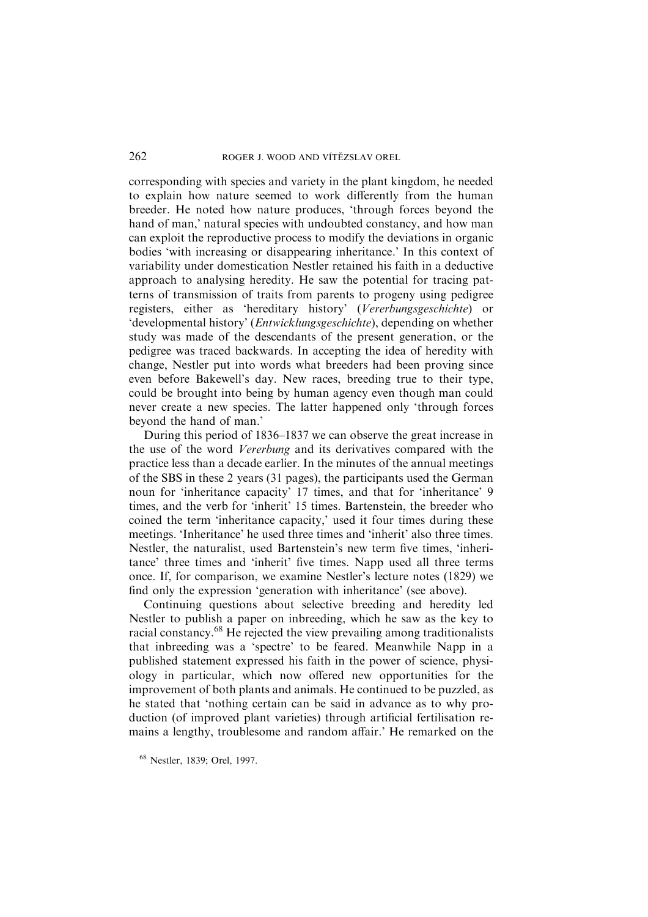corresponding with species and variety in the plant kingdom, he needed to explain how nature seemed to work differently from the human breeder. He noted how nature produces, 'through forces beyond the hand of man,' natural species with undoubted constancy, and how man can exploit the reproductive process to modify the deviations in organic bodies 'with increasing or disappearing inheritance.' In this context of variability under domestication Nestler retained his faith in a deductive approach to analysing heredity. He saw the potential for tracing patterns of transmission of traits from parents to progeny using pedigree registers, either as 'hereditary history' (*Vererbungsgeschichte*) or 'developmental history' (*Entwicklungsgeschichte*), depending on whether study was made of the descendants of the present generation, or the pedigree was traced backwards. In accepting the idea of heredity with change, Nestler put into words what breeders had been proving since even before Bakewell's day. New races, breeding true to their type, could be brought into being by human agency even though man could never create a new species. The latter happened only 'through forces beyond the hand of man.'

During this period of 1836–1837 we can observe the great increase in the use of the word *Vererbung* and its derivatives compared with the practice less than a decade earlier. In the minutes of the annual meetings of the SBS in these 2 years (31 pages), the participants used the German noun for 'inheritance capacity' 17 times, and that for 'inheritance' 9 times, and the verb for 'inherit' 15 times. Bartenstein, the breeder who coined the term 'inheritance capacity,' used it four times during these meetings. 'Inheritance' he used three times and 'inherit' also three times. Nestler, the naturalist, used Bartenstein's new term five times, 'inheritance' three times and 'inherit' five times. Napp used all three terms once. If, for comparison, we examine Nestler's lecture notes (1829) we find only the expression 'generation with inheritance' (see above).

Continuing questions about selective breeding and heredity led Nestler to publish a paper on inbreeding, which he saw as the key to racial constancy.[68] He rejected the view prevailing among traditionalists that inbreeding was a 'spectre' to be feared. Meanwhile Napp in a published statement expressed his faith in the power of science, physiology in particular, which now offered new opportunities for the improvement of both plants and animals. He continued to be puzzled, as he stated that 'nothing certain can be said in advance as to why production (of improved plant varieties) through artificial fertilisation remains a lengthy, troublesome and random affair.' He remarked on the

[68] Nestler, 1839; Orel, 1997.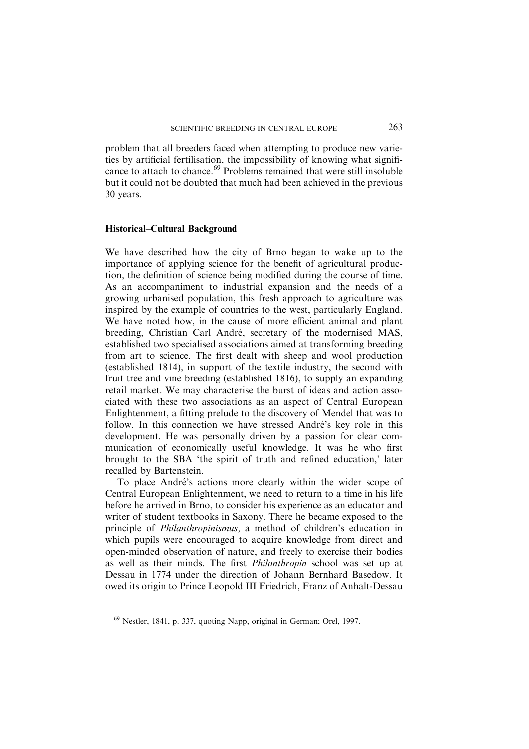problem that all breeders faced when attempting to produce new varieties by artificial fertilisation, the impossibility of knowing what significance to attach to chance.[69] Problems remained that were still insoluble but it could not be doubted that much had been achieved in the previous 30 years.

### Historical–Cultural Background

We have described how the city of Brno began to wake up to the importance of applying science for the benefit of agricultural production, the definition of science being modified during the course of time. As an accompaniment to industrial expansion and the needs of a growing urbanised population, this fresh approach to agriculture was inspired by the example of countries to the west, particularly England. We have noted how, in the cause of more efficient animal and plant breeding, Christian Carl André, secretary of the modernised MAS, established two specialised associations aimed at transforming breeding from art to science. The first dealt with sheep and wool production (established 1814), in support of the textile industry, the second with fruit tree and vine breeding (established 1816), to supply an expanding retail market. We may characterise the burst of ideas and action associated with these two associations as an aspect of Central European Enlightenment, a fitting prelude to the discovery of Mendel that was to follow. In this connection we have stressed André's key role in this development. He was personally driven by a passion for clear communication of economically useful knowledge. It was he who first brought to the SBA 'the spirit of truth and refined education,' later recalled by Bartenstein.

To place André's actions more clearly within the wider scope of Central European Enlightenment, we need to return to a time in his life before he arrived in Brno, to consider his experience as an educator and writer of student textbooks in Saxony. There he became exposed to the principle of *Philanthropinismus,* a method of children's education in which pupils were encouraged to acquire knowledge from direct and open-minded observation of nature, and freely to exercise their bodies as well as their minds. The first *Philanthropin* school was set up at Dessau in 1774 under the direction of Johann Bernhard Basedow. It owed its origin to Prince Leopold III Friedrich, Franz of Anhalt-Dessau

[69] Nestler, 1841, p. 337, quoting Napp, original in German; Orel, 1997.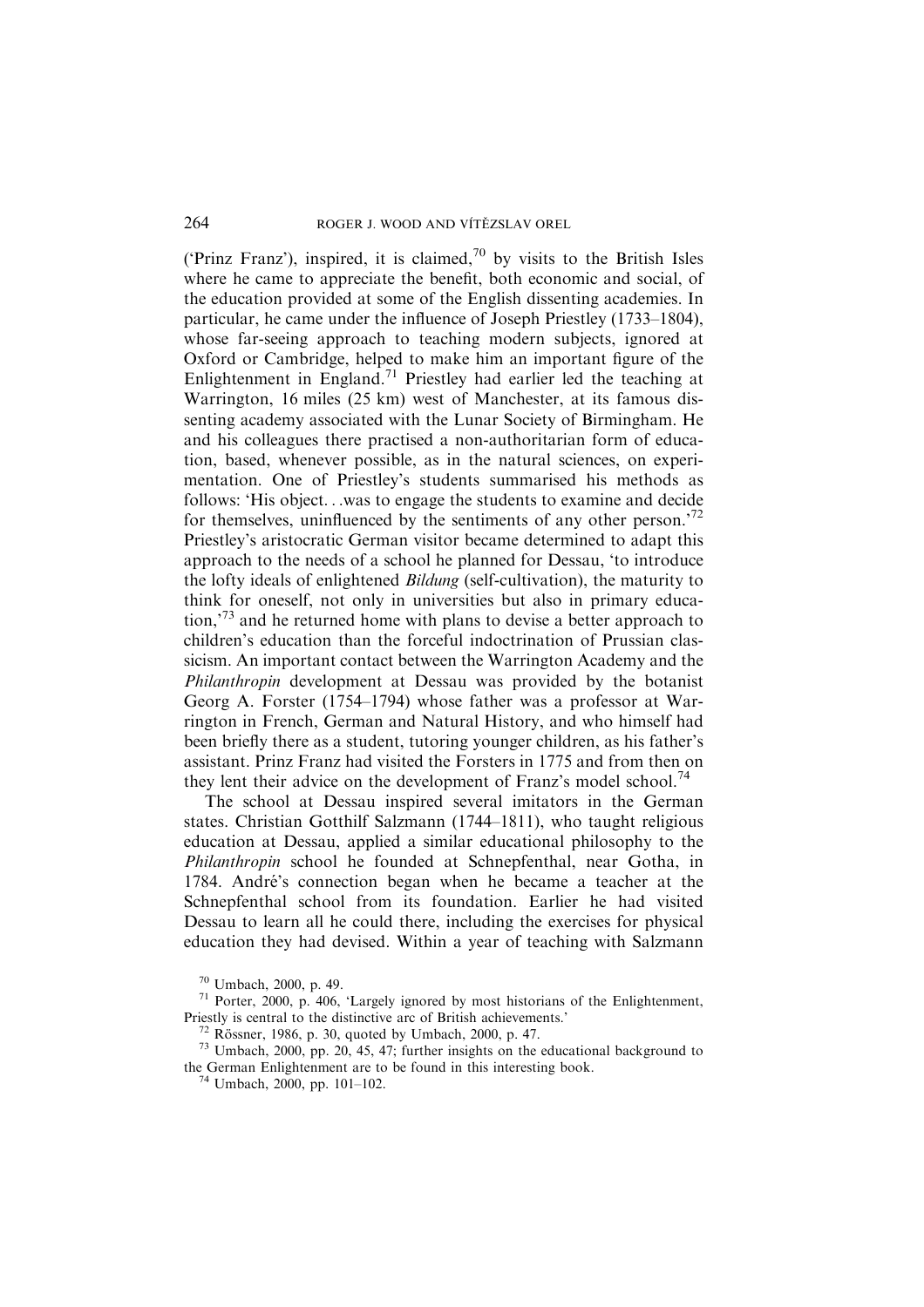('Prinz Franz'), inspired, it is claimed,[70] by visits to the British Isles where he came to appreciate the benefit, both economic and social, of the education provided at some of the English dissenting academies. In particular, he came under the influence of Joseph Priestley (1733–1804), whose far-seeing approach to teaching modern subjects, ignored at Oxford or Cambridge, helped to make him an important figure of the Enlightenment in England.[71] Priestley had earlier led the teaching at Warrington, 16 miles (25 km) west of Manchester, at its famous dissenting academy associated with the Lunar Society of Birmingham. He and his colleagues there practised a non-authoritarian form of education, based, whenever possible, as in the natural sciences, on experimentation. One of Priestley's students summarised his methods as follows: 'His object...was to engage the students to examine and decide for themselves, uninfluenced by the sentiments of any other person.'[72] Priestley's aristocratic German visitor became determined to adapt this approach to the needs of a school he planned for Dessau, 'to introduce the lofty ideals of enlightened *Bildung* (self-cultivation), the maturity to think for oneself, not only in universities but also in primary education,'[73] and he returned home with plans to devise a better approach to children's education than the forceful indoctrination of Prussian classicism. An important contact between the Warrington Academy and the *Philanthropin* development at Dessau was provided by the botanist Georg A. Forster (1754–1794) whose father was a professor at Warrington in French, German and Natural History, and who himself had been briefly there as a student, tutoring younger children, as his father's assistant. Prinz Franz had visited the Forsters in 1775 and from then on they lent their advice on the development of Franz's model school.[74]

The school at Dessau inspired several imitators in the German states. Christian Gotthilf Salzmann (1744–1811), who taught religious education at Dessau, applied a similar educational philosophy to the *Philanthropin* school he founded at Schnepfenthal, near Gotha, in 1784. André's connection began when he became a teacher at the Schnepfenthal school from its foundation. Earlier he had visited Dessau to learn all he could there, including the exercises for physical education they had devised. Within a year of teaching with Salzmann

[70] Umbach, 2000, p. 49.

[71] Porter, 2000, p. 406, 'Largely ignored by most historians of the Enlightenment, Priestly is central to the distinctive arc of British achievements.'

[72] Rössner, 1986, p. 30, quoted by Umbach, 2000, p. 47.

[73] Umbach, 2000, pp. 20, 45, 47; further insights on the educational background to the German Enlightenment are to be found in this interesting book.

[74] Umbach, 2000, pp. 101–102.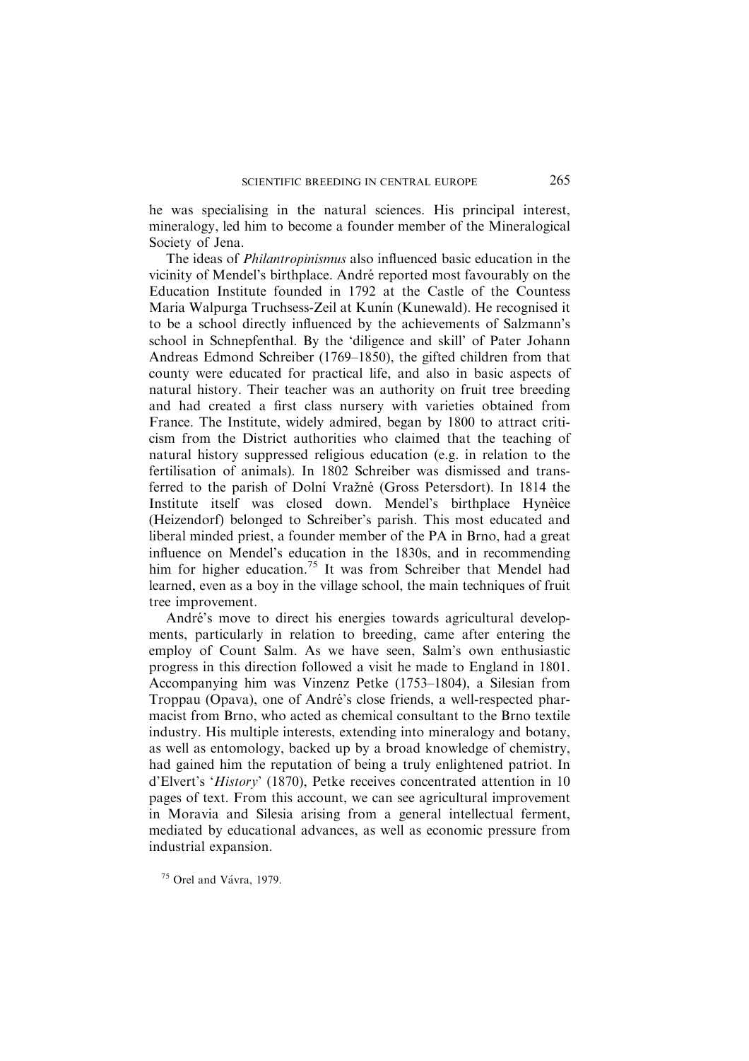he was specialising in the natural sciences. His principal interest, mineralogy, led him to become a founder member of the Mineralogical Society of Jena.

The ideas of *Philantropinismus* also influenced basic education in the vicinity of Mendel's birthplace. André reported most favourably on the Education Institute founded in 1792 at the Castle of the Countess Maria Walpurga Truchsess-Zeil at Kunín (Kunewald). He recognised it to be a school directly influenced by the achievements of Salzmann's school in Schnepfenthal. By the 'diligence and skill' of Pater Johann Andreas Edmond Schreiber (1769–1850), the gifted children from that county were educated for practical life, and also in basic aspects of natural history. Their teacher was an authority on fruit tree breeding and had created a first class nursery with varieties obtained from France. The Institute, widely admired, began by 1800 to attract criticism from the District authorities who claimed that the teaching of natural history suppressed religious education (e.g. in relation to the fertilisation of animals). In 1802 Schreiber was dismissed and transferred to the parish of Dolní Vražné (Gross Petersdort). In 1814 the Institute itself was closed down. Mendel's birthplace Hynèice (Heizendorf) belonged to Schreiber's parish. This most educated and liberal minded priest, a founder member of the PA in Brno, had a great influence on Mendel's education in the 1830s, and in recommending him for higher education.[75] It was from Schreiber that Mendel had learned, even as a boy in the village school, the main techniques of fruit tree improvement.

André's move to direct his energies towards agricultural developments, particularly in relation to breeding, came after entering the employ of Count Salm. As we have seen, Salm's own enthusiastic progress in this direction followed a visit he made to England in 1801. Accompanying him was Vinzenz Petke (1753–1804), a Silesian from Troppau (Opava), one of André's close friends, a well-respected pharmacist from Brno, who acted as chemical consultant to the Brno textile industry. His multiple interests, extending into mineralogy and botany, as well as entomology, backed up by a broad knowledge of chemistry, had gained him the reputation of being a truly enlightened patriot. In d'Elvert's '*History*' (1870), Petke receives concentrated attention in 10 pages of text. From this account, we can see agricultural improvement in Moravia and Silesia arising from a general intellectual ferment, mediated by educational advances, as well as economic pressure from industrial expansion.

[75] Orel and Vávra, 1979.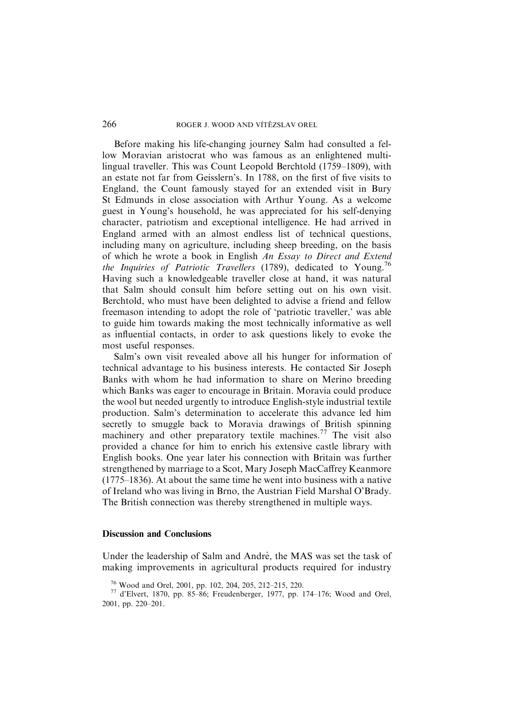Before making his life-changing journey Salm had consulted a fellow Moravian aristocrat who was famous as an enlightened multilingual traveller. This was Count Leopold Berchtold (1759–1809), with an estate not far from Geisslern's. In 1788, on the first of five visits to England, the Count famously stayed for an extended visit in Bury St Edmunds in close association with Arthur Young. As a welcome guest in Young's household, he was appreciated for his self-denying character, patriotism and exceptional intelligence. He had arrived in England armed with an almost endless list of technical questions, including many on agriculture, including sheep breeding, on the basis of which he wrote a book in English *An Essay to Direct and Extend the Inquiries of Patriotic Travellers* (1789), dedicated to Young.[76] Having such a knowledgeable traveller close at hand, it was natural that Salm should consult him before setting out on his own visit. Berchtold, who must have been delighted to advise a friend and fellow freemason intending to adopt the role of 'patriotic traveller,' was able to guide him towards making the most technically informative as well as influential contacts, in order to ask questions likely to evoke the most useful responses.

Salm's own visit revealed above all his hunger for information of technical advantage to his business interests. He contacted Sir Joseph Banks with whom he had information to share on Merino breeding which Banks was eager to encourage in Britain. Moravia could produce the wool but needed urgently to introduce English-style industrial textile production. Salm's determination to accelerate this advance led him secretly to smuggle back to Moravia drawings of British spinning machinery and other preparatory textile machines.[77] The visit also provided a chance for him to enrich his extensive castle library with English books. One year later his connection with Britain was further strengthened by marriage to a Scot, Mary Joseph MacCaffrey Keanmore (1775–1836). At about the same time he went into business with a native of Ireland who was living in Brno, the Austrian Field Marshal O'Brady. The British connection was thereby strengthened in multiple ways.

## Discussion and Conclusions

Under the leadership of Salm and André, the MAS was set the task of making improvements in agricultural products required for industry

[76] Wood and Orel, 2001, pp. 102, 204, 205, 212–215, 220.

[77] d'Elvert, 1870, pp. 85–86; Freudenberger, 1977, pp. 174–176; Wood and Orel, 2001, pp. 220–201.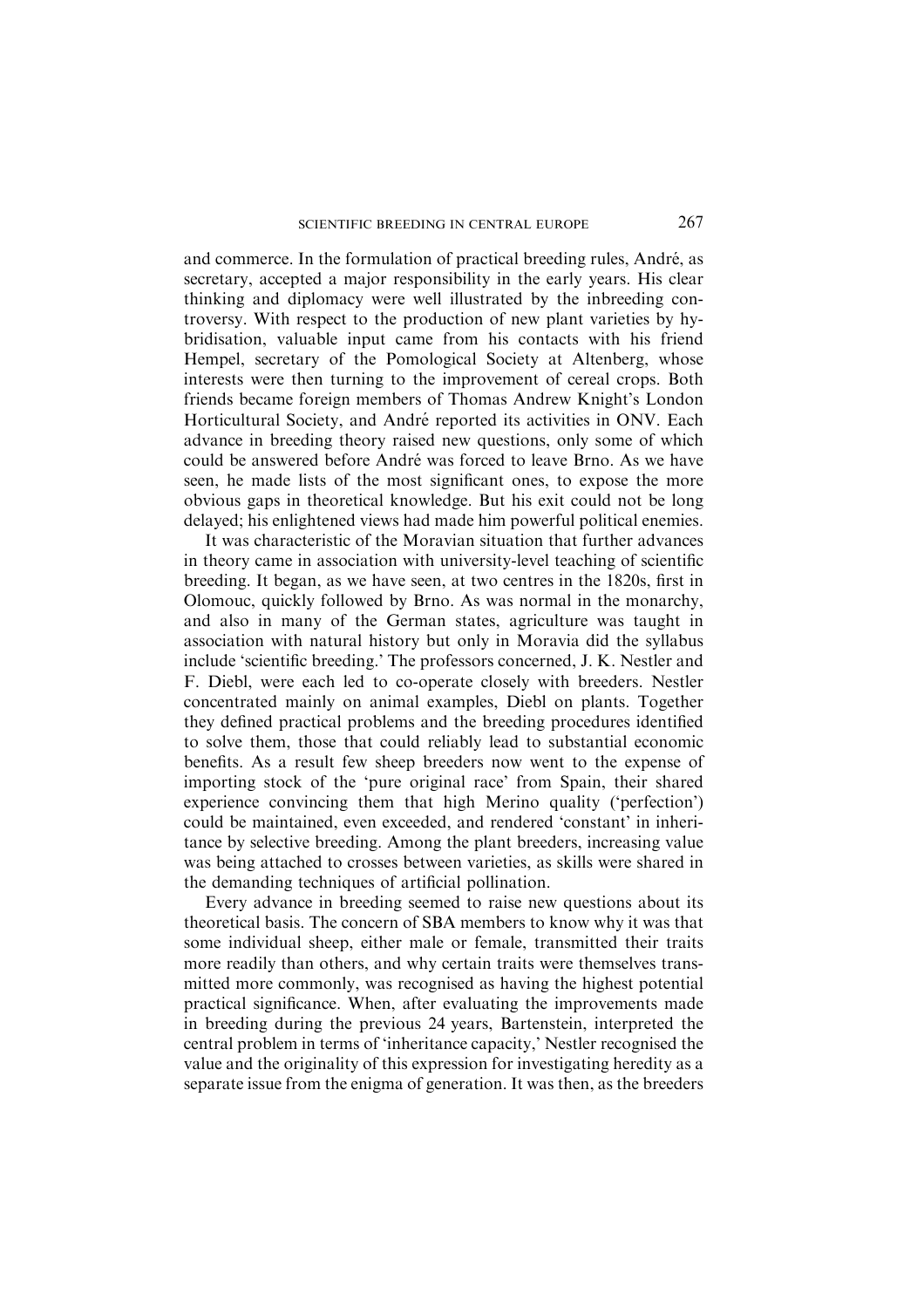and commerce. In the formulation of practical breeding rules, André, as secretary, accepted a major responsibility in the early years. His clear thinking and diplomacy were well illustrated by the inbreeding controversy. With respect to the production of new plant varieties by hybridisation, valuable input came from his contacts with his friend Hempel, secretary of the Pomological Society at Altenberg, whose interests were then turning to the improvement of cereal crops. Both friends became foreign members of Thomas Andrew Knight's London Horticultural Society, and André reported its activities in ONV. Each advance in breeding theory raised new questions, only some of which could be answered before André was forced to leave Brno. As we have seen, he made lists of the most significant ones, to expose the more obvious gaps in theoretical knowledge. But his exit could not be long delayed; his enlightened views had made him powerful political enemies.

It was characteristic of the Moravian situation that further advances in theory came in association with university-level teaching of scientific breeding. It began, as we have seen, at two centres in the 1820s, first in Olomouc, quickly followed by Brno. As was normal in the monarchy, and also in many of the German states, agriculture was taught in association with natural history but only in Moravia did the syllabus include 'scientific breeding.' The professors concerned, J. K. Nestler and F. Diebl, were each led to co-operate closely with breeders. Nestler concentrated mainly on animal examples, Diebl on plants. Together they defined practical problems and the breeding procedures identified to solve them, those that could reliably lead to substantial economic benefits. As a result few sheep breeders now went to the expense of importing stock of the 'pure original race' from Spain, their shared experience convincing them that high Merino quality ('perfection') could be maintained, even exceeded, and rendered 'constant' in inheritance by selective breeding. Among the plant breeders, increasing value was being attached to crosses between varieties, as skills were shared in the demanding techniques of artificial pollination.

Every advance in breeding seemed to raise new questions about its theoretical basis. The concern of SBA members to know why it was that some individual sheep, either male or female, transmitted their traits more readily than others, and why certain traits were themselves transmitted more commonly, was recognised as having the highest potential practical significance. When, after evaluating the improvements made in breeding during the previous 24 years, Bartenstein, interpreted the central problem in terms of 'inheritance capacity,' Nestler recognised the value and the originality of this expression for investigating heredity as a separate issue from the enigma of generation. It was then, as the breeders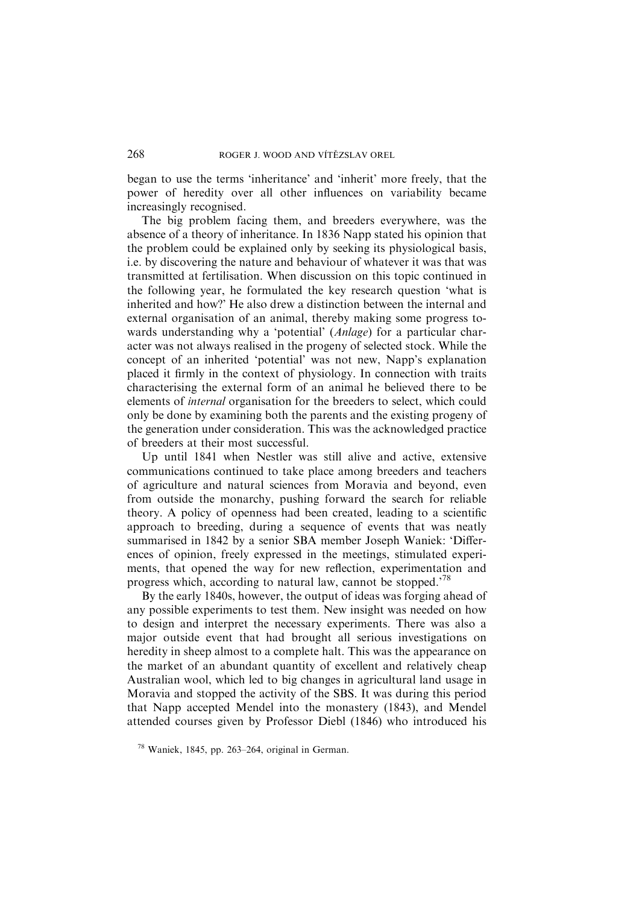began to use the terms 'inheritance' and 'inherit' more freely, that the power of heredity over all other influences on variability became increasingly recognised.

The big problem facing them, and breeders everywhere, was the absence of a theory of inheritance. In 1836 Napp stated his opinion that the problem could be explained only by seeking its physiological basis, i.e. by discovering the nature and behaviour of whatever it was that was transmitted at fertilisation. When discussion on this topic continued in the following year, he formulated the key research question 'what is inherited and how?' He also drew a distinction between the internal and external organisation of an animal, thereby making some progress towards understanding why a 'potential' (*Anlage*) for a particular character was not always realised in the progeny of selected stock. While the concept of an inherited 'potential' was not new, Napp's explanation placed it firmly in the context of physiology. In connection with traits characterising the external form of an animal he believed there to be elements of *internal* organisation for the breeders to select, which could only be done by examining both the parents and the existing progeny of the generation under consideration. This was the acknowledged practice of breeders at their most successful.

Up until 1841 when Nestler was still alive and active, extensive communications continued to take place among breeders and teachers of agriculture and natural sciences from Moravia and beyond, even from outside the monarchy, pushing forward the search for reliable theory. A policy of openness had been created, leading to a scientific approach to breeding, during a sequence of events that was neatly summarised in 1842 by a senior SBA member Joseph Waniek: 'Differences of opinion, freely expressed in the meetings, stimulated experiments, that opened the way for new reflection, experimentation and progress which, according to natural law, cannot be stopped.'[78]

By the early 1840s, however, the output of ideas was forging ahead of any possible experiments to test them. New insight was needed on how to design and interpret the necessary experiments. There was also a major outside event that had brought all serious investigations on heredity in sheep almost to a complete halt. This was the appearance on the market of an abundant quantity of excellent and relatively cheap Australian wool, which led to big changes in agricultural land usage in Moravia and stopped the activity of the SBS. It was during this period that Napp accepted Mendel into the monastery (1843), and Mendel attended courses given by Professor Diebl (1846) who introduced his

[78] Waniek, 1845, pp. 263–264, original in German.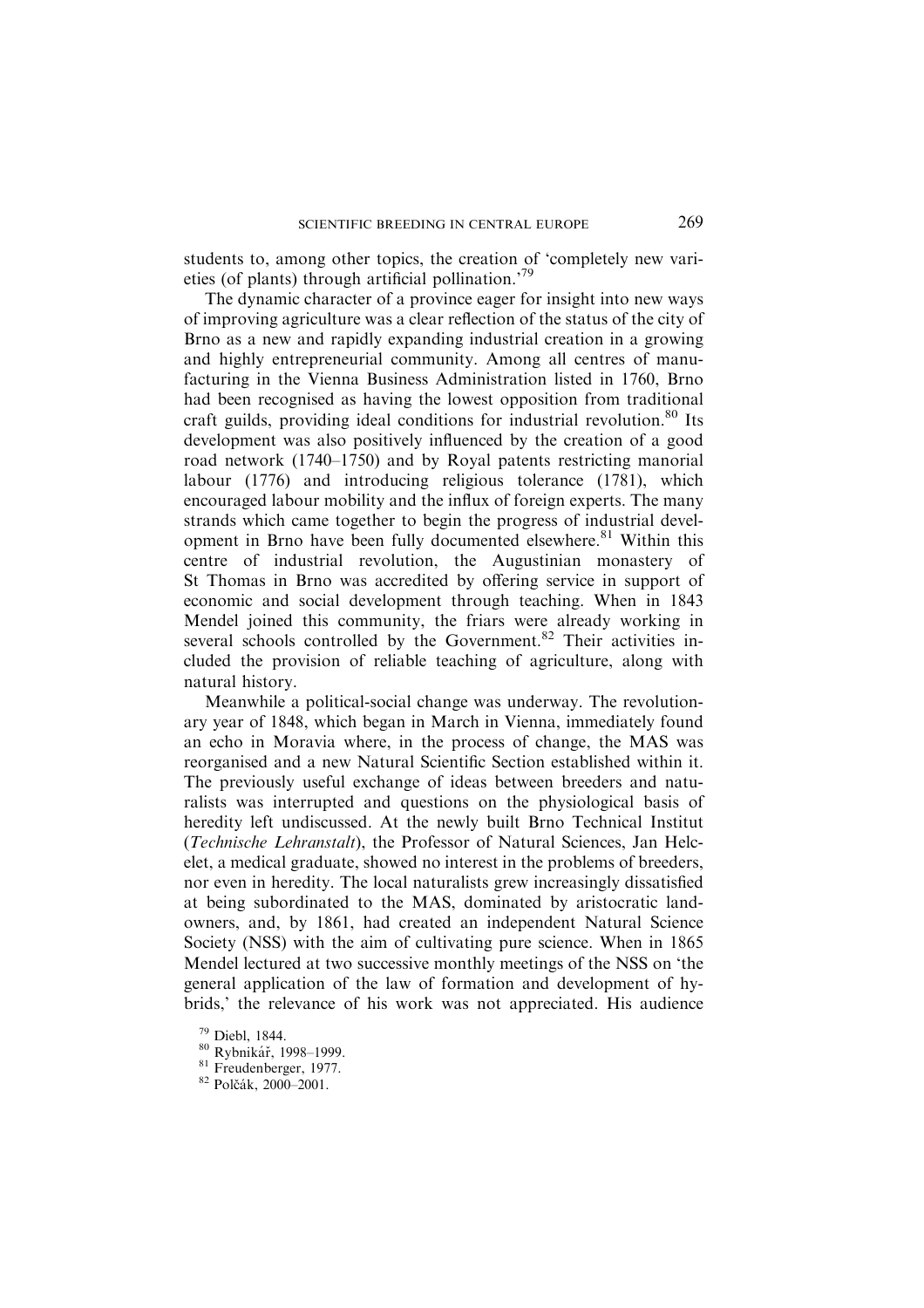students to, among other topics, the creation of 'completely new varieties (of plants) through artificial pollination.'[79]

The dynamic character of a province eager for insight into new ways of improving agriculture was a clear reflection of the status of the city of Brno as a new and rapidly expanding industrial creation in a growing and highly entrepreneurial community. Among all centres of manufacturing in the Vienna Business Administration listed in 1760, Brno had been recognised as having the lowest opposition from traditional craft guilds, providing ideal conditions for industrial revolution.[80] Its development was also positively influenced by the creation of a good road network (1740–1750) and by Royal patents restricting manorial labour (1776) and introducing religious tolerance (1781), which encouraged labour mobility and the influx of foreign experts. The many strands which came together to begin the progress of industrial development in Brno have been fully documented elsewhere.[81] Within this centre of industrial revolution, the Augustinian monastery of St Thomas in Brno was accredited by offering service in support of economic and social development through teaching. When in 1843 Mendel joined this community, the friars were already working in several schools controlled by the Government.[82] Their activities included the provision of reliable teaching of agriculture, along with natural history.

Meanwhile a political-social change was underway. The revolutionary year of 1848, which began in March in Vienna, immediately found an echo in Moravia where, in the process of change, the MAS was reorganised and a new Natural Scientific Section established within it. The previously useful exchange of ideas between breeders and naturalists was interrupted and questions on the physiological basis of heredity left undiscussed. At the newly built Brno Technical Institut (*Technische Lehranstalt*), the Professor of Natural Sciences, Jan Helcelet, a medical graduate, showed no interest in the problems of breeders, nor even in heredity. The local naturalists grew increasingly dissatisfied at being subordinated to the MAS, dominated by aristocratic landowners, and, by 1861, had created an independent Natural Science Society (NSS) with the aim of cultivating pure science. When in 1865 Mendel lectured at two successive monthly meetings of the NSS on 'the general application of the law of formation and development of hybrids,' the relevance of his work was not appreciated. His audience

[79] Diebl, 1844.

[80] Rybnikář, 1998–1999.

[81] Freudenberger, 1977.

[82] Polčák, 2000–2001.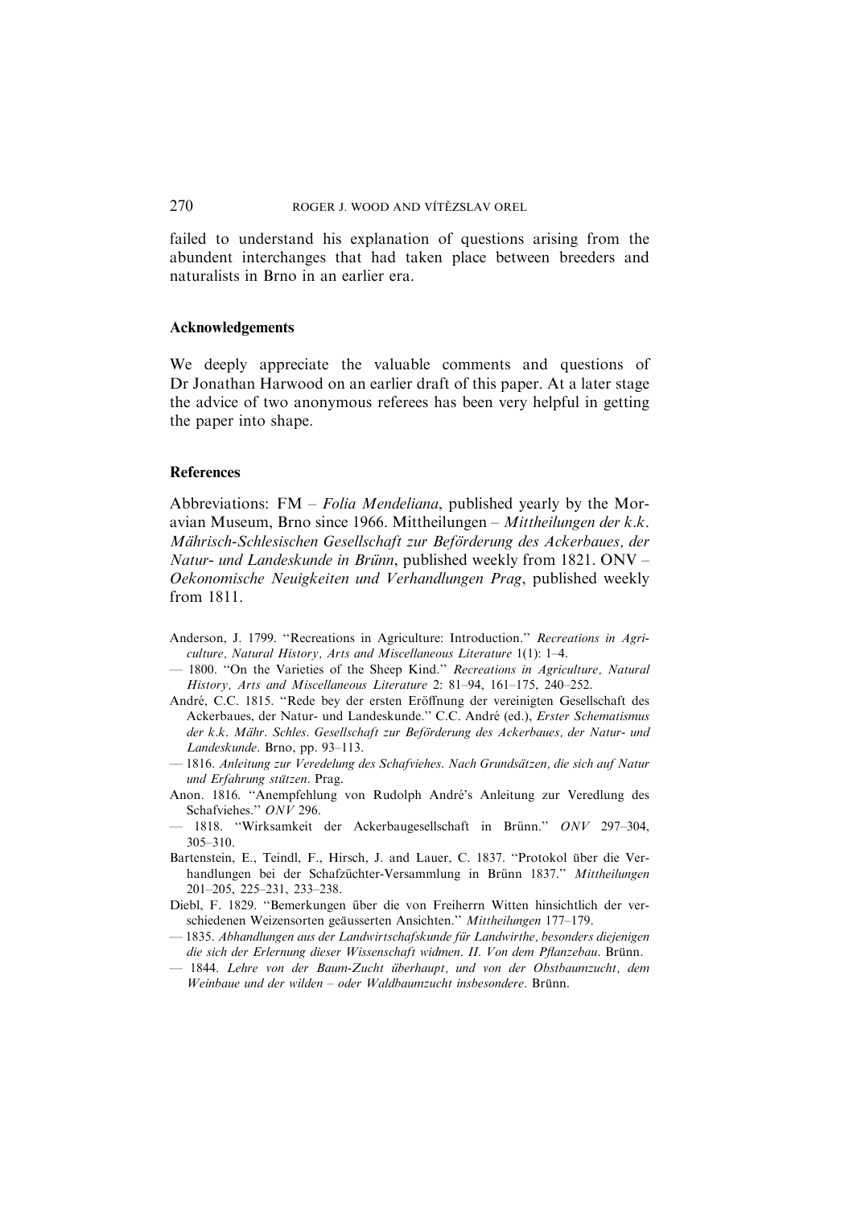failed to understand his explanation of questions arising from the abundent interchanges that had taken place between breeders and naturalists in Brno in an earlier era.

## Acknowledgements

We deeply appreciate the valuable comments and questions of Dr Jonathan Harwood on an earlier draft of this paper. At a later stage the advice of two anonymous referees has been very helpful in getting the paper into shape.

## References

Abbreviations: FM – *Folia Mendeliana*, published yearly by the Moravian Museum, Brno since 1966. Mittheilungen – *Mittheilungen der k.k. Mährisch-Schlesischen Gesellschaft zur Beförderung des Ackerbaues, der Natur- und Landeskunde in Brünn*, published weekly from 1821. ONV – *Oekonomische Neuigkeiten und Verhandlungen Prag*, published weekly from 1811.

Anderson, J. 1799. "Recreations in Agriculture: Introduction." *Recreations in Agriculture, Natural History, Arts and Miscellaneous Literature* 1(1): 1–4.

— 1800. "On the Varieties of the Sheep Kind." *Recreations in Agriculture, Natural History, Arts and Miscellaneous Literature* 2: 81–94, 161–175, 240–252.

André, C.C. 1815. "Rede bey der ersten Eröffnung der vereinigten Gesellschaft des Ackerbaues, der Natur- und Landeskunde." C.C. André (ed.), *Erster Schematismus der k.k. Mähr. Schles. Gesellschaft zur Beförderung des Ackerbaues, der Natur- und Landeskunde*. Brno, pp. 93–113.

— 1816. *Anleitung zur Veredelung des Schafviehes. Nach Grundsätzen, die sich auf Natur und Erfahrung stützen*. Prag.

Anon. 1816. "Anempfehlung von Rudolph André's Anleitung zur Veredlung des Schafviehes." *ONV* 296.

— 1818. "Wirksamkeit der Ackerbaugesellschaft in Brünn." *ONV* 297–304, 305–310.

Bartenstein, E., Teindl, F., Hirsch, J. and Lauer, C. 1837. "Protokol über die Verhandlungen bei der Schafzüchter-Versammlung in Brünn 1837." *Mittheilungen* 201–205, 225–231, 233–238.

Diebl, F. 1829. "Bemerkungen über die von Freiherrn Witten hinsichtlich der verschiedenen Weizensorten geäusserten Ansichten." *Mittheilungen* 177–179.

— 1835. *Abhandlungen aus der Landwirtschafskunde für Landwirthe, besonders diejenigen die sich der Erlernung dieser Wissenschaft widmen. II. Von dem Pflanzebau*. Brünn.

— 1844. *Lehre von der Baum-Zucht überhaupt, und von der Obstbaumzucht, dem Weinbaue und der wilden – oder Waldbaumzucht insbesondere*. Brünn.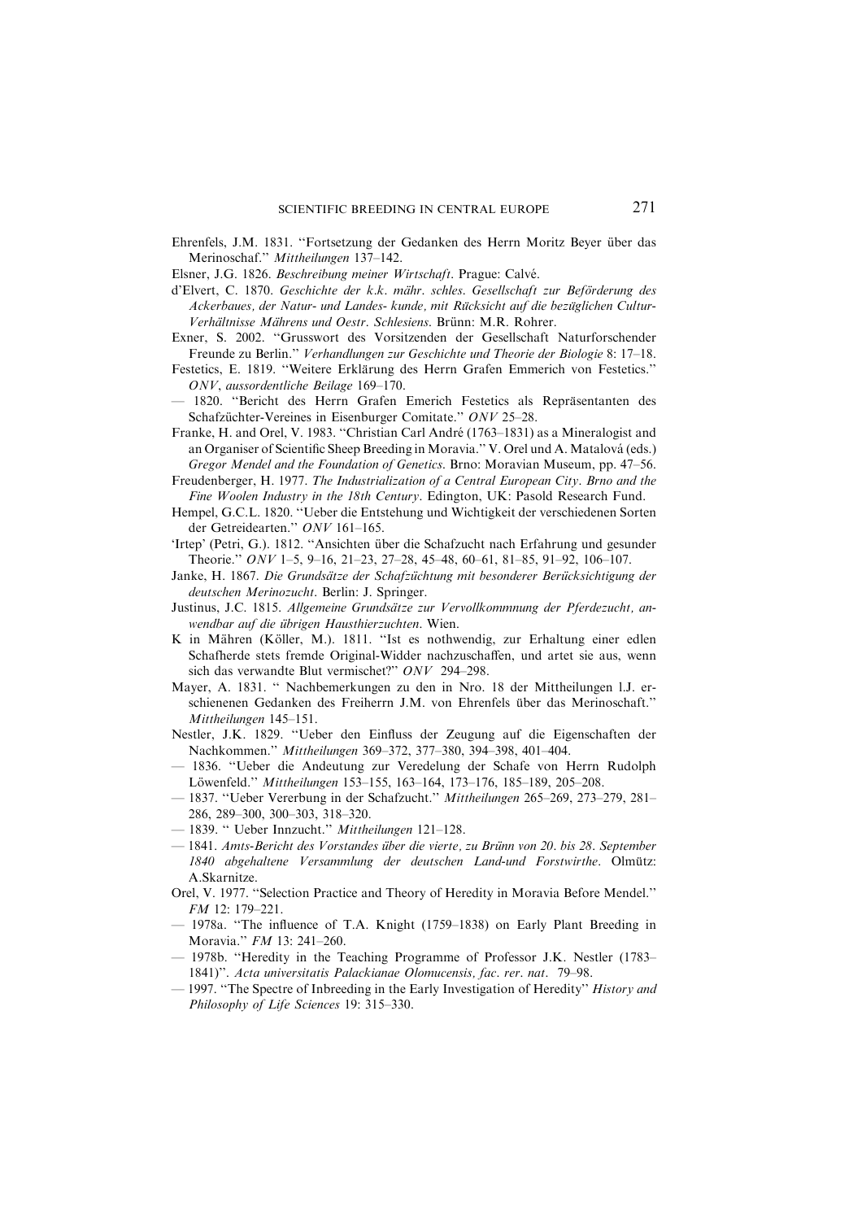Ehrenfels, J.M. 1831. ''Fortsetzung der Gedanken des Herrn Moritz Beyer über das Merinoschaf.'' *Mittheilungen* 137–142.

Elsner, J.G. 1826. *Beschreibung meiner Wirtschaft*. Prague: Calvé.

d'Elvert, C. 1870. *Geschichte der k.k. mähr. schles. Gesellschaft zur Beförderung des Ackerbaues, der Natur- und Landes- kunde, mit Rücksicht auf die bezüglichen Cultur-Verhältnisse Mährens und Oestr. Schlesiens*. Brünn: M.R. Rohrer.

Exner, S. 2002. ''Grusswort des Vorsitzenden der Gesellschaft Naturforschender Freunde zu Berlin.'' *Verhandlungen zur Geschichte und Theorie der Biologie* 8: 17–18.

Festetics, E. 1819. ''Weitere Erklärung des Herrn Grafen Emmerich von Festetics.'' *ONV*, *aussordentliche Beilage* 169–170.

— 1820. ''Bericht des Herrn Grafen Emerich Festetics als Repräsentanten des Schafzüchter-Vereines in Eisenburger Comitate.'' *ONV* 25–28.

Franke, H. and Orel, V. 1983. ''Christian Carl André (1763–1831) as a Mineralogist and an Organiser of Scientific Sheep Breeding in Moravia.'' V. Orel und A. Matalová (eds.) *Gregor Mendel and the Foundation of Genetics*. Brno: Moravian Museum, pp. 47–56.

Freudenberger, H. 1977. *The Industrialization of a Central European City*. *Brno and the Fine Woolen Industry in the 18th Century*. Edington, UK: Pasold Research Fund.

Hempel, G.C.L. 1820. ''Ueber die Entstehung und Wichtigkeit der verschiedenen Sorten der Getreidearten.'' *ONV* 161–165.

'Irtep' (Petri, G.). 1812. ''Ansichten über die Schafzucht nach Erfahrung und gesunder Theorie.'' *ONV* 1–5, 9–16, 21–23, 27–28, 45–48, 60–61, 81–85, 91–92, 106–107.

Janke, H. 1867. *Die Grundsätze der Schafzüchtung mit besonderer Berücksichtigung der deutschen Merinozucht*. Berlin: J. Springer.

Justinus, J.C. 1815. *Allgemeine Grundsätze zur Vervollkommnung der Pferdezucht, anwendbar auf die übrigen Hausthierzuchten*. Wien.

K in Mähren (Köller, M.). 1811. ''Ist es nothwendig, zur Erhaltung einer edlen Schafherde stets fremde Original-Widder nachzuschaffen, und artet sie aus, wenn sich das verwandte Blut vermischet?'' *ONV* 294–298.

Mayer, A. 1831. '' Nachbemerkungen zu den in Nro. 18 der Mittheilungen l.J. erschienenen Gedanken des Freiherrn J.M. von Ehrenfels über das Merinoschaft.'' *Mittheilungen* 145–151.

Nestler, J.K. 1829. ''Ueber den Einfluss der Zeugung auf die Eigenschaften der Nachkommen.'' *Mittheilungen* 369–372, 377–380, 394–398, 401–404.

— 1836. ''Ueber die Andeutung zur Veredelung der Schafe von Herrn Rudolph Löwenfeld.'' *Mittheilungen* 153–155, 163–164, 173–176, 185–189, 205–208.

— 1837. ''Ueber Vererbung in der Schafzucht.'' *Mittheilungen* 265–269, 273–279, 281–286, 289–300, 300–303, 318–320.

— 1839. '' Ueber Innzucht.'' *Mittheilungen* 121–128.

— 1841. *Amts-Bericht des Vorstandes über die vierte, zu Brünn von 20. bis 28. September 1840 abgehaltene Versammlung der deutschen Land-und Forstwirthe*. Olmütz: A.Skarnitze.

Orel, V. 1977. ''Selection Practice and Theory of Heredity in Moravia Before Mendel.'' *FM* 12: 179–221.

— 1978a. ''The influence of T.A. Knight (1759–1838) on Early Plant Breeding in Moravia.'' *FM* 13: 241–260.

— 1978b. ''Heredity in the Teaching Programme of Professor J.K. Nestler (1783–1841)''. *Acta universitatis Palackianae Olomucensis, fac. rer. nat.* 79–98.

— 1997. ''The Spectre of Inbreeding in the Early Investigation of Heredity'' *History and Philosophy of Life Sciences* 19: 315–330.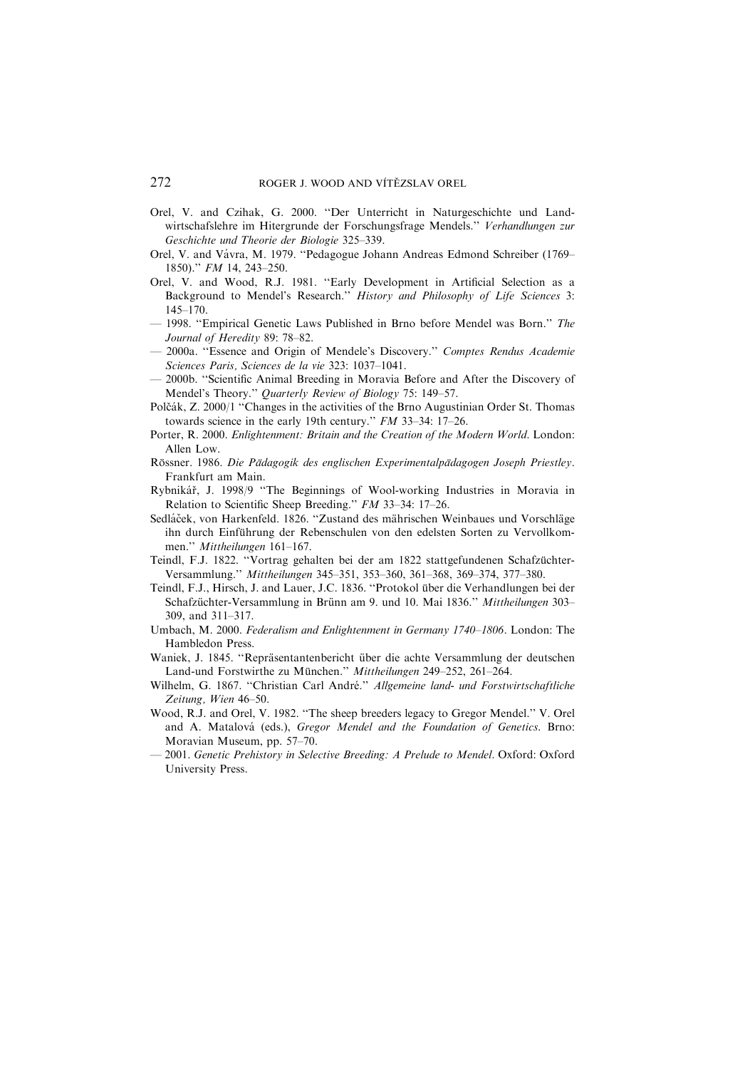Orel, V. and Czihak, G. 2000. ''Der Unterricht in Naturgeschichte und Landwirtschafslehre im Hitergrunde der Forschungsfrage Mendels.'' *Verhandlungen zur Geschichte und Theorie der Biologie* 325–339.

Orel, V. and Vávra, M. 1979. ''Pedagogue Johann Andreas Edmond Schreiber (1769–1850).'' *FM* 14, 243–250.

Orel, V. and Wood, R.J. 1981. ''Early Development in Artificial Selection as a Background to Mendel's Research.'' *History and Philosophy of Life Sciences* 3: 145–170.

— 1998. ''Empirical Genetic Laws Published in Brno before Mendel was Born.'' *The Journal of Heredity* 89: 78–82.

— 2000a. ''Essence and Origin of Mendele's Discovery.'' *Comptes Rendus Academie Sciences Paris, Sciences de la vie* 323: 1037–1041.

— 2000b. ''Scientific Animal Breeding in Moravia Before and After the Discovery of Mendel's Theory.'' *Quarterly Review of Biology* 75: 149–57.

Polčák, Z. 2000/1 ''Changes in the activities of the Brno Augustinian Order St. Thomas towards science in the early 19th century.'' *FM* 33–34: 17–26.

Porter, R. 2000. *Enlightenment: Britain and the Creation of the Modern World*. London: Allen Low.

Rössner. 1986. *Die Pădagogik des englischen Experimentalpădagogen Joseph Priestley*. Frankfurt am Main.

Rybnikář, J. 1998/9 ''The Beginnings of Wool-working Industries in Moravia in Relation to Scientific Sheep Breeding.'' *FM* 33–34: 17–26.

Sedláček, von Harkenfeld. 1826. ''Zustand des mährischen Weinbaues und Vorschläge ihn durch Einführung der Rebenschulen von den edelsten Sorten zu Vervollkommen.'' *Mittheilungen* 161–167.

Teindl, F.J. 1822. ''Vortrag gehalten bei der am 1822 stattgefundenen Schafzüchter-Versammlung.'' *Mittheilungen* 345–351, 353–360, 361–368, 369–374, 377–380.

Teindl, F.J., Hirsch, J. and Lauer, J.C. 1836. ''Protokol über die Verhandlungen bei der Schafzüchter-Versammlung in Brünn am 9. und 10. Mai 1836.'' *Mittheilungen* 303–309, and 311–317.

Umbach, M. 2000. *Federalism and Enlightenment in Germany 1740–1806*. London: The Hambledon Press.

Waniek, J. 1845. ''Repräsentantenbericht über die achte Versammlung der deutschen Land-und Forstwirthe zu München.'' *Mittheilungen* 249–252, 261–264.

Wilhelm, G. 1867. ''Christian Carl André.'' *Allgemeine land- und Forstwirtschaftliche Zeitung, Wien* 46–50.

Wood, R.J. and Orel, V. 1982. ''The sheep breeders legacy to Gregor Mendel.'' V. Orel and A. Matalová (eds.), *Gregor Mendel and the Foundation of Genetics*. Brno: Moravian Museum, pp. 57–70.

— 2001. *Genetic Prehistory in Selective Breeding: A Prelude to Mendel*. Oxford: Oxford University Press.